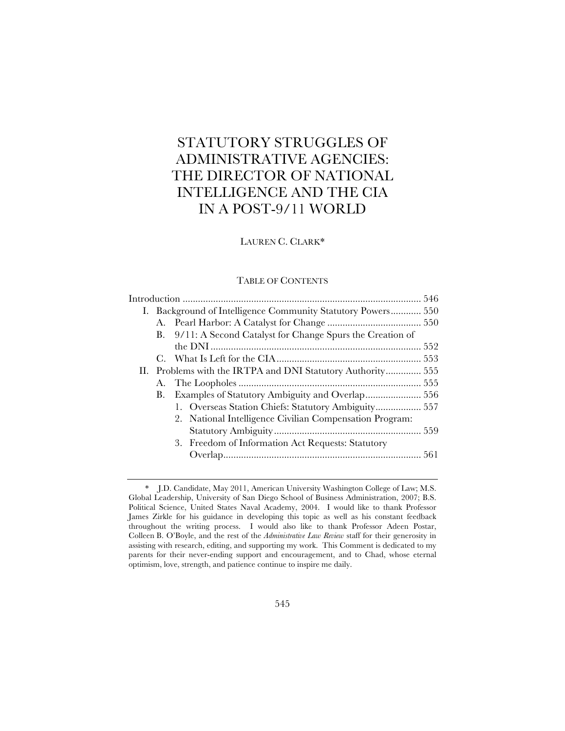# STATUTORY STRUGGLES OF ADMINISTRATIVE AGENCIES: THE DIRECTOR OF NATIONAL INTELLIGENCE AND THE CIA IN A POST-9/11 WORLD

LAUREN C. CLARK*

TABLE OF CONTENTS

Introduction ............................................................................................ 546
- I. Background of Intelligence Community Statutory Powers ............ 550
  - A. Pearl Harbor: A Catalyst for Change ..................................... 550
  - B. 9/11: A Second Catalyst for Change Spurs the Creation of the DNI ................................................................................... 552
  - C. What Is Left for the CIA ......................................................... 553
- II. Problems with the IRTPA and DNI Statutory Authority .............. 555
  - A. The Loopholes ........................................................................ 555
  - B. Examples of Statutory Ambiguity and Overlap ...................... 556
    1. Overseas Station Chiefs: Statutory Ambiguity .................. 557
    2. National Intelligence Civilian Compensation Program: Statutory Ambiguity .......................................................... 559
    3. Freedom of Information Act Requests: Statutory Overlap .............................................................................. 561

---

\* J.D. Candidate, May 2011, American University Washington College of Law; M.S. Global Leadership, University of San Diego School of Business Administration, 2007; B.S. Political Science, United States Naval Academy, 2004. I would like to thank Professor James Zirkle for his guidance in developing this topic as well as his constant feedback throughout the writing process. I would also like to thank Professor Adeen Postar, Colleen B. O'Boyle, and the rest of the *Administrative Law Review* staff for their generosity in assisting with research, editing, and supporting my work. This Comment is dedicated to my parents for their never-ending support and encouragement, and to Chad, whose eternal optimism, love, strength, and patience continue to inspire me daily.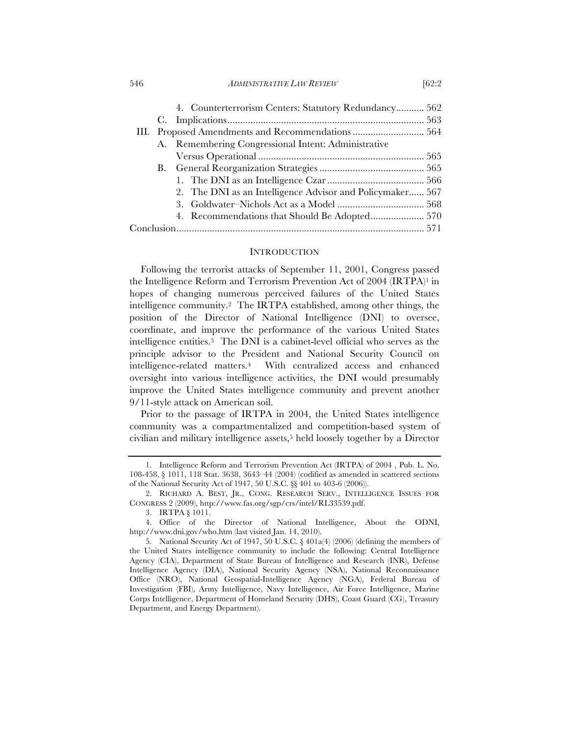4. Counterterrorism Centers: Statutory Redundancy........... 562
C. Implications........................................................................... 563
III. Proposed Amendments and Recommendations............................ 564
A. Remembering Congressional Intent: Administrative Versus Operational................................................................ 565
B. General Reorganization Strategies......................................... 565
1. The DNI as an Intelligence Czar...................................... 566
2. The DNI as an Intelligence Advisor and Policymaker...... 567
3. Goldwater–Nichols Act as a Model.................................. 568
4. Recommendations that Should Be Adopted..................... 570
Conclusion................................................................................................ 571

## INTRODUCTION

Following the terrorist attacks of September 11, 2001, Congress passed the Intelligence Reform and Terrorism Prevention Act of 2004 (IRTPA)[1] in hopes of changing numerous perceived failures of the United States intelligence community.[2] The IRTPA established, among other things, the position of the Director of National Intelligence (DNI) to oversee, coordinate, and improve the performance of the various United States intelligence entities.[3] The DNI is a cabinet-level official who serves as the principle advisor to the President and National Security Council on intelligence-related matters.[4] With centralized access and enhanced oversight into various intelligence activities, the DNI would presumably improve the United States intelligence community and prevent another 9/11-style attack on American soil.

Prior to the passage of IRTPA in 2004, the United States intelligence community was a compartmentalized and competition-based system of civilian and military intelligence assets,[5] held loosely together by a Director

---

1. Intelligence Reform and Terrorism Prevention Act (IRTPA) of 2004 , Pub. L. No. 108-458, § 1011, 118 Stat. 3638, 3643–44 (2004) (codified as amended in scattered sections of the National Security Act of 1947, 50 U.S.C. §§ 401 to 403-6 (2006)).

2. RICHARD A. BEST, JR., CONG. RESEARCH SERV., INTELLIGENCE ISSUES FOR CONGRESS 2 (2009), http://www.fas.org/sgp/crs/intel/RL33539.pdf.

3. IRTPA § 1011.

4. Office of the Director of National Intelligence, About the ODNI, http://www.dni.gov/who.htm (last visited Jan. 14, 2010).

5. National Security Act of 1947, 50 U.S.C. § 401a(4) (2006) (defining the members of the United States intelligence community to include the following: Central Intelligence Agency (CIA), Department of State Bureau of Intelligence and Research (INR), Defense Intelligence Agency (DIA), National Security Agency (NSA), National Reconnaissance Office (NRO), National Geospatial-Intelligence Agency (NGA), Federal Bureau of Investigation (FBI), Army Intelligence, Navy Intelligence, Air Force Intelligence, Marine Corps Intelligence, Department of Homeland Security (DHS), Coast Guard (CG), Treasury Department, and Energy Department).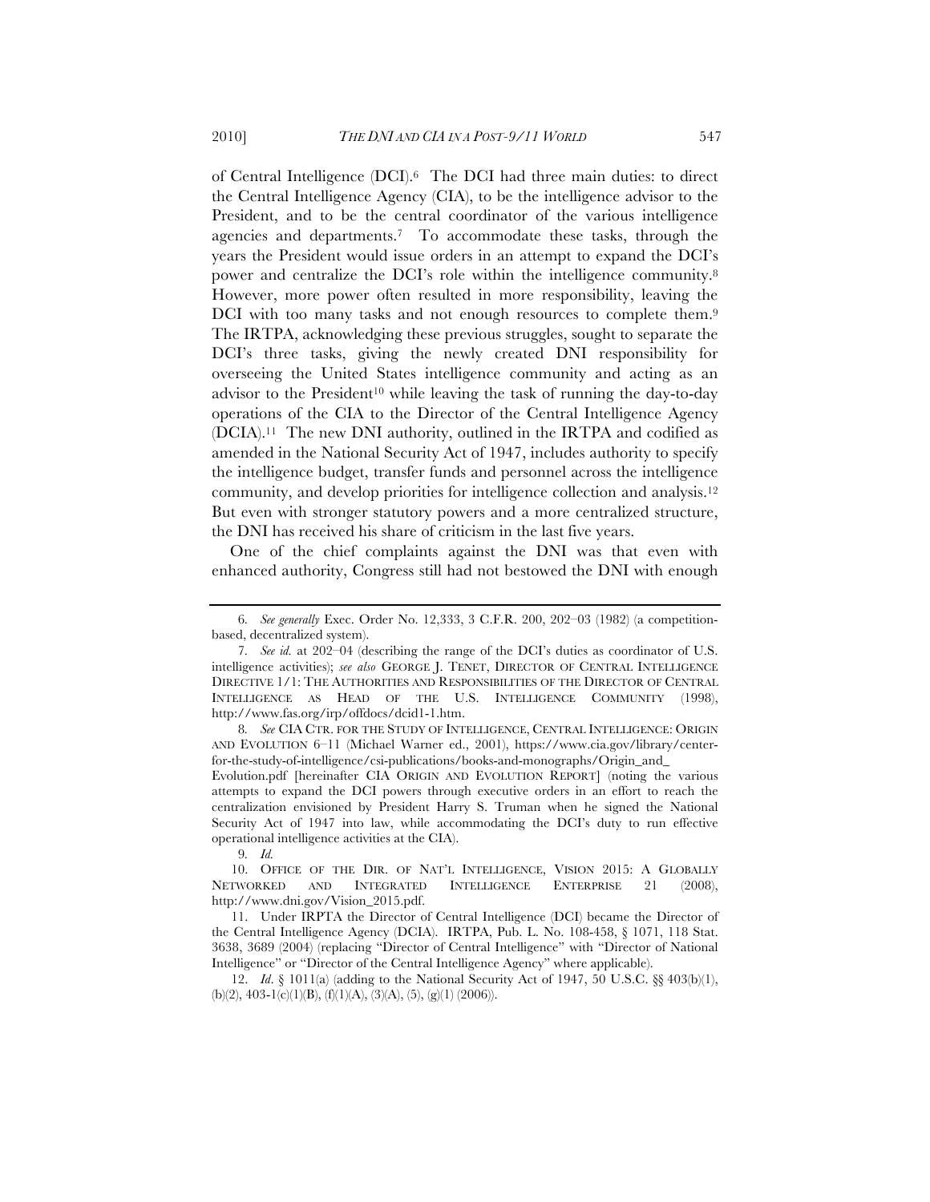of Central Intelligence (DCI).[6] The DCI had three main duties: to direct the Central Intelligence Agency (CIA), to be the intelligence advisor to the President, and to be the central coordinator of the various intelligence agencies and departments.[7] To accommodate these tasks, through the years the President would issue orders in an attempt to expand the DCI's power and centralize the DCI's role within the intelligence community.[8] However, more power often resulted in more responsibility, leaving the DCI with too many tasks and not enough resources to complete them.[9] The IRTPA, acknowledging these previous struggles, sought to separate the DCI's three tasks, giving the newly created DNI responsibility for overseeing the United States intelligence community and acting as an advisor to the President[10] while leaving the task of running the day-to-day operations of the CIA to the Director of the Central Intelligence Agency (DCIA).[11] The new DNI authority, outlined in the IRTPA and codified as amended in the National Security Act of 1947, includes authority to specify the intelligence budget, transfer funds and personnel across the intelligence community, and develop priorities for intelligence collection and analysis.[12] But even with stronger statutory powers and a more centralized structure, the DNI has received his share of criticism in the last five years.

One of the chief complaints against the DNI was that even with enhanced authority, Congress still had not bestowed the DNI with enough

---

6. *See generally* Exec. Order No. 12,333, 3 C.F.R. 200, 202–03 (1982) (a competition-based, decentralized system).

7. *See id.* at 202–04 (describing the range of the DCI's duties as coordinator of U.S. intelligence activities); *see also* GEORGE J. TENET, DIRECTOR OF CENTRAL INTELLIGENCE DIRECTIVE 1/1: THE AUTHORITIES AND RESPONSIBILITIES OF THE DIRECTOR OF CENTRAL INTELLIGENCE AS HEAD OF THE U.S. INTELLIGENCE COMMUNITY (1998), http://www.fas.org/irp/offdocs/dcid1-1.htm.

8. *See* CIA CTR. FOR THE STUDY OF INTELLIGENCE, CENTRAL INTELLIGENCE: ORIGIN AND EVOLUTION 6–11 (Michael Warner ed., 2001), https://www.cia.gov/library/center-for-the-study-of-intelligence/csi-publications/books-and-monographs/Origin_and_Evolution.pdf [hereinafter CIA ORIGIN AND EVOLUTION REPORT] (noting the various attempts to expand the DCI powers through executive orders in an effort to reach the centralization envisioned by President Harry S. Truman when he signed the National Security Act of 1947 into law, while accommodating the DCI's duty to run effective operational intelligence activities at the CIA).

9. *Id.*

10. OFFICE OF THE DIR. OF NAT'L INTELLIGENCE, VISION 2015: A GLOBALLY NETWORKED AND INTEGRATED INTELLIGENCE ENTERPRISE 21 (2008), http://www.dni.gov/Vision_2015.pdf.

11. Under IRPTA the Director of Central Intelligence (DCI) became the Director of the Central Intelligence Agency (DCIA). IRPTA, Pub. L. No. 108-458, § 1071, 118 Stat. 3638, 3689 (2004) (replacing "Director of Central Intelligence" with "Director of National Intelligence" or "Director of the Central Intelligence Agency" where applicable).

12. *Id.* § 1011(a) (adding to the National Security Act of 1947, 50 U.S.C. §§ 403(b)(1), (b)(2), 403-1(c)(1)(B), (f)(1)(A), (3)(A), (5), (g)(1) (2006)).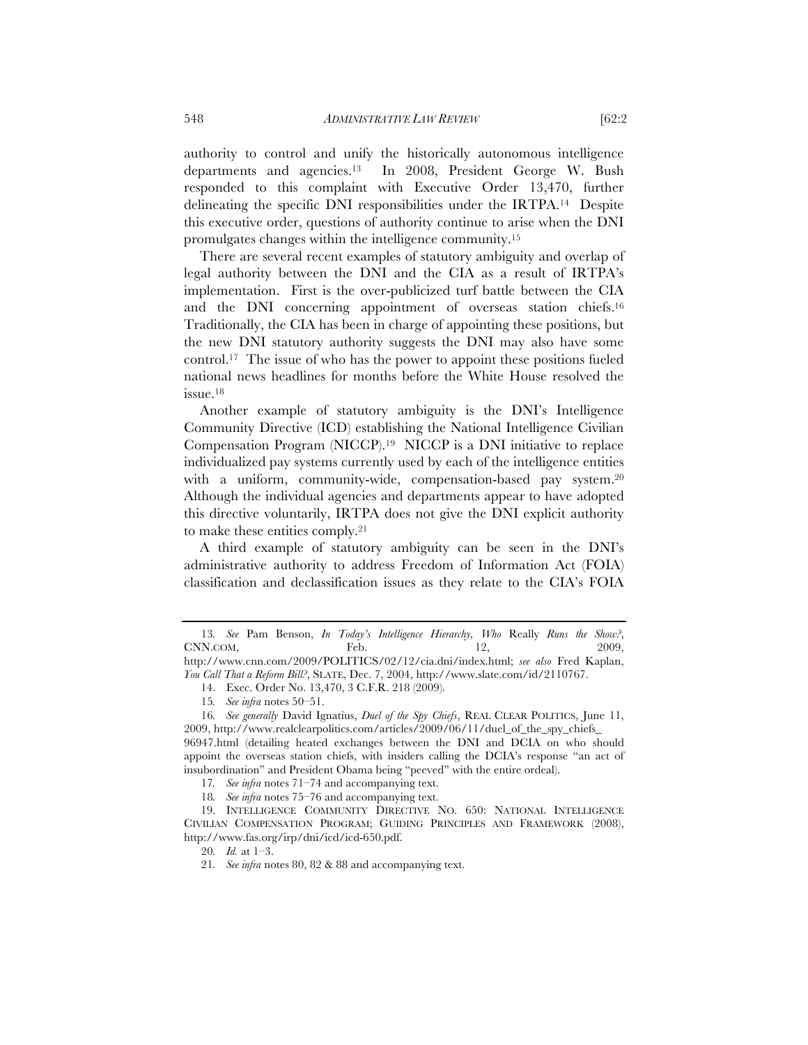authority to control and unify the historically autonomous intelligence departments and agencies.[13] In 2008, President George W. Bush responded to this complaint with Executive Order 13,470, further delineating the specific DNI responsibilities under the IRTPA.[14] Despite this executive order, questions of authority continue to arise when the DNI promulgates changes within the intelligence community.[15]

There are several recent examples of statutory ambiguity and overlap of legal authority between the DNI and the CIA as a result of IRTPA's implementation. First is the over-publicized turf battle between the CIA and the DNI concerning appointment of overseas station chiefs.[16] Traditionally, the CIA has been in charge of appointing these positions, but the new DNI statutory authority suggests the DNI may also have some control.[17] The issue of who has the power to appoint these positions fueled national news headlines for months before the White House resolved the issue.[18]

Another example of statutory ambiguity is the DNI's Intelligence Community Directive (ICD) establishing the National Intelligence Civilian Compensation Program (NICCP).[19] NICCP is a DNI initiative to replace individualized pay systems currently used by each of the intelligence entities with a uniform, community-wide, compensation-based pay system.[20] Although the individual agencies and departments appear to have adopted this directive voluntarily, IRTPA does not give the DNI explicit authority to make these entities comply.[21]

A third example of statutory ambiguity can be seen in the DNI's administrative authority to address Freedom of Information Act (FOIA) classification and declassification issues as they relate to the CIA's FOIA

---

13. *See* Pam Benson, *In Today's Intelligence Hierarchy, Who* Really *Runs the Show?*, CNN.COM, Feb. 12, 2009, http://www.cnn.com/2009/POLITICS/02/12/cia.dni/index.html; *see also* Fred Kaplan, *You Call That a Reform Bill?*, SLATE, Dec. 7, 2004, http://www.slate.com/id/2110767.

14. Exec. Order No. 13,470, 3 C.F.R. 218 (2009).

15. *See infra* notes 50–51.

16. *See generally* David Ignatius, *Duel of the Spy Chiefs*, REAL CLEAR POLITICS, June 11, 2009, http://www.realclearpolitics.com/articles/2009/06/11/duel_of_the_spy_chiefs_96947.html (detailing heated exchanges between the DNI and DCIA on who should appoint the overseas station chiefs, with insiders calling the DCIA's response "an act of insubordination" and President Obama being "peeved" with the entire ordeal).

17. *See infra* notes 71–74 and accompanying text.

18. *See infra* notes 75–76 and accompanying text.

19. INTELLIGENCE COMMUNITY DIRECTIVE NO. 650: NATIONAL INTELLIGENCE CIVILIAN COMPENSATION PROGRAM; GUIDING PRINCIPLES AND FRAMEWORK (2008), http://www.fas.org/irp/dni/icd/icd-650.pdf.

20. *Id.* at 1–3.

21. *See infra* notes 80, 82 & 88 and accompanying text.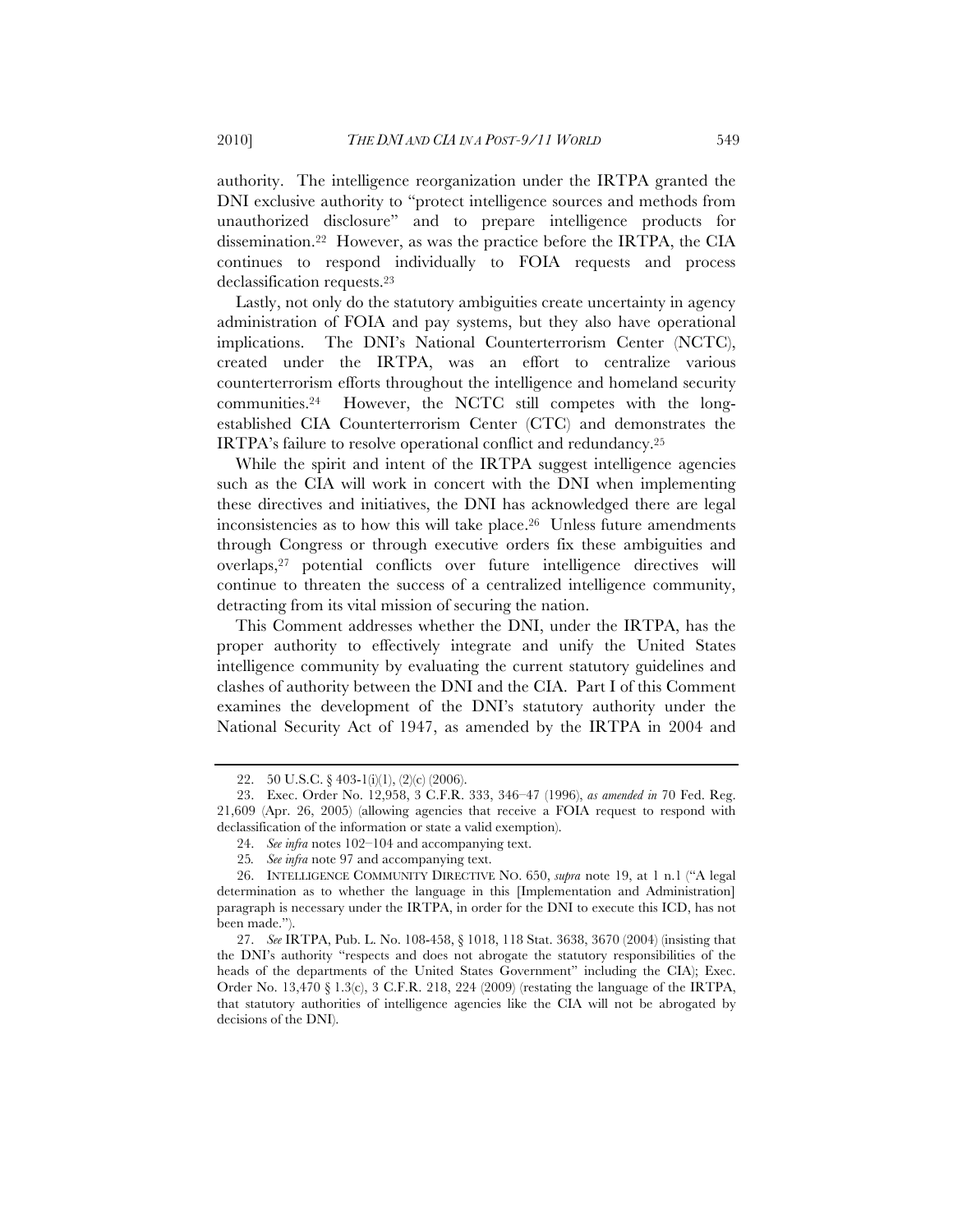authority. The intelligence reorganization under the IRTPA granted the DNI exclusive authority to "protect intelligence sources and methods from unauthorized disclosure" and to prepare intelligence products for dissemination.[22] However, as was the practice before the IRTPA, the CIA continues to respond individually to FOIA requests and process declassification requests.[23]

Lastly, not only do the statutory ambiguities create uncertainty in agency administration of FOIA and pay systems, but they also have operational implications. The DNI's National Counterterrorism Center (NCTC), created under the IRTPA, was an effort to centralize various counterterrorism efforts throughout the intelligence and homeland security communities.[24] However, the NCTC still competes with the long-established CIA Counterterrorism Center (CTC) and demonstrates the IRTPA's failure to resolve operational conflict and redundancy.[25]

While the spirit and intent of the IRTPA suggest intelligence agencies such as the CIA will work in concert with the DNI when implementing these directives and initiatives, the DNI has acknowledged there are legal inconsistencies as to how this will take place.[26] Unless future amendments through Congress or through executive orders fix these ambiguities and overlaps,[27] potential conflicts over future intelligence directives will continue to threaten the success of a centralized intelligence community, detracting from its vital mission of securing the nation.

This Comment addresses whether the DNI, under the IRTPA, has the proper authority to effectively integrate and unify the United States intelligence community by evaluating the current statutory guidelines and clashes of authority between the DNI and the CIA. Part I of this Comment examines the development of the DNI's statutory authority under the National Security Act of 1947, as amended by the IRTPA in 2004 and

---

22. 50 U.S.C. § 403-1(i)(1), (2)(c) (2006).

23. Exec. Order No. 12,958, 3 C.F.R. 333, 346–47 (1996), *as amended in* 70 Fed. Reg. 21,609 (Apr. 26, 2005) (allowing agencies that receive a FOIA request to respond with declassification of the information or state a valid exemption).

24. *See infra* notes 102–104 and accompanying text.

25. *See infra* note 97 and accompanying text.

26. INTELLIGENCE COMMUNITY DIRECTIVE NO. 650, *supra* note 19, at 1 n.1 ("A legal determination as to whether the language in this [Implementation and Administration] paragraph is necessary under the IRTPA, in order for the DNI to execute this ICD, has not been made.").

27. *See* IRTPA, Pub. L. No. 108-458, § 1018, 118 Stat. 3638, 3670 (2004) (insisting that the DNI's authority "respects and does not abrogate the statutory responsibilities of the heads of the departments of the United States Government" including the CIA); Exec. Order No. 13,470 § 1.3(c), 3 C.F.R. 218, 224 (2009) (restating the language of the IRTPA, that statutory authorities of intelligence agencies like the CIA will not be abrogated by decisions of the DNI).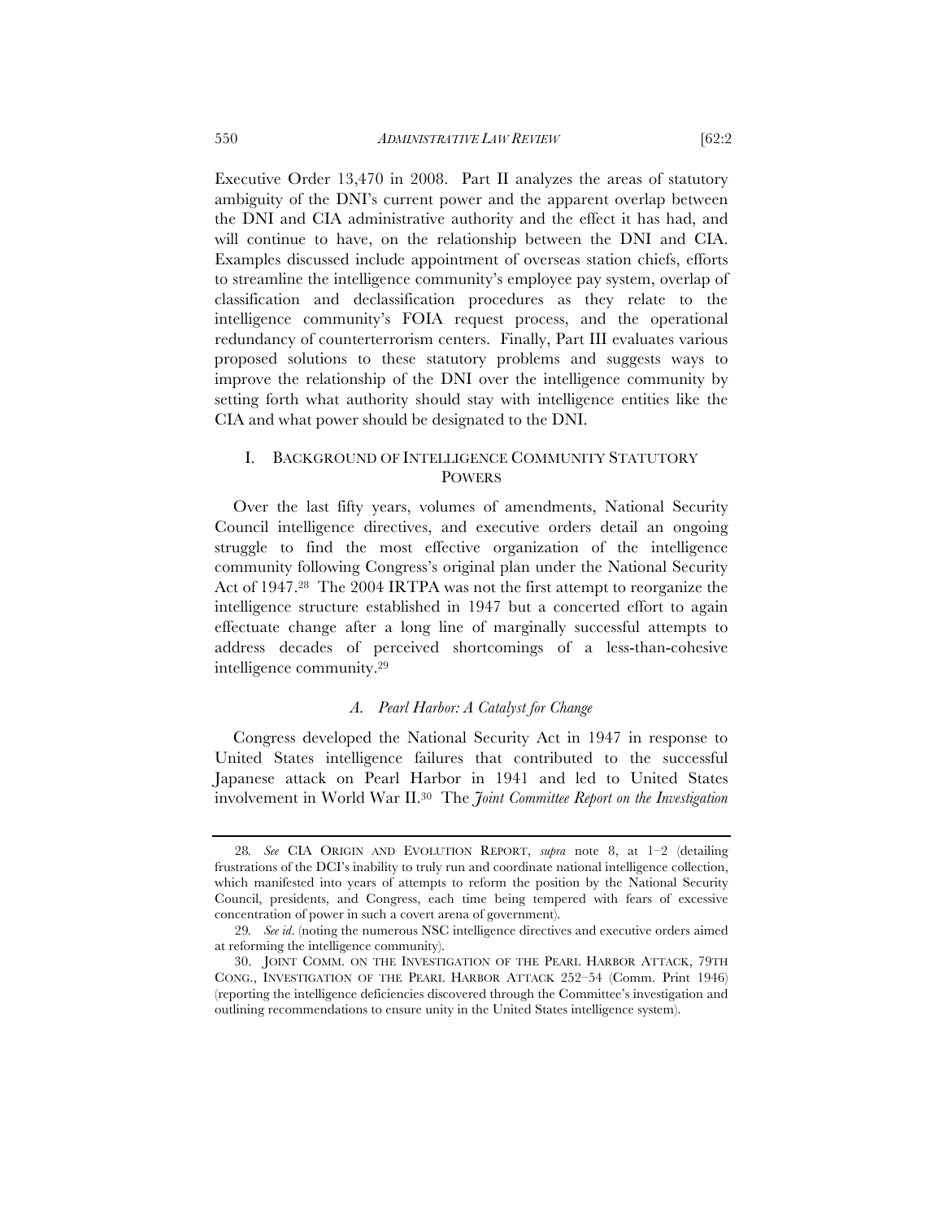Executive Order 13,470 in 2008. Part II analyzes the areas of statutory ambiguity of the DNI's current power and the apparent overlap between the DNI and CIA administrative authority and the effect it has had, and will continue to have, on the relationship between the DNI and CIA. Examples discussed include appointment of overseas station chiefs, efforts to streamline the intelligence community's employee pay system, overlap of classification and declassification procedures as they relate to the intelligence community's FOIA request process, and the operational redundancy of counterterrorism centers. Finally, Part III evaluates various proposed solutions to these statutory problems and suggests ways to improve the relationship of the DNI over the intelligence community by setting forth what authority should stay with intelligence entities like the CIA and what power should be designated to the DNI.

## I. BACKGROUND OF INTELLIGENCE COMMUNITY STATUTORY POWERS

Over the last fifty years, volumes of amendments, National Security Council intelligence directives, and executive orders detail an ongoing struggle to find the most effective organization of the intelligence community following Congress's original plan under the National Security Act of 1947.[28] The 2004 IRTPA was not the first attempt to reorganize the intelligence structure established in 1947 but a concerted effort to again effectuate change after a long line of marginally successful attempts to address decades of perceived shortcomings of a less-than-cohesive intelligence community.[29]

### *A. Pearl Harbor: A Catalyst for Change*

Congress developed the National Security Act in 1947 in response to United States intelligence failures that contributed to the successful Japanese attack on Pearl Harbor in 1941 and led to United States involvement in World War II.[30] The *Joint Committee Report on the Investigation*

---

28. *See* CIA ORIGIN AND EVOLUTION REPORT, *supra* note 8, at 1–2 (detailing frustrations of the DCI's inability to truly run and coordinate national intelligence collection, which manifested into years of attempts to reform the position by the National Security Council, presidents, and Congress, each time being tempered with fears of excessive concentration of power in such a covert arena of government).

29. *See id*. (noting the numerous NSC intelligence directives and executive orders aimed at reforming the intelligence community).

30. JOINT COMM. ON THE INVESTIGATION OF THE PEARL HARBOR ATTACK, 79TH CONG., INVESTIGATION OF THE PEARL HARBOR ATTACK 252–54 (Comm. Print 1946) (reporting the intelligence deficiencies discovered through the Committee's investigation and outlining recommendations to ensure unity in the United States intelligence system).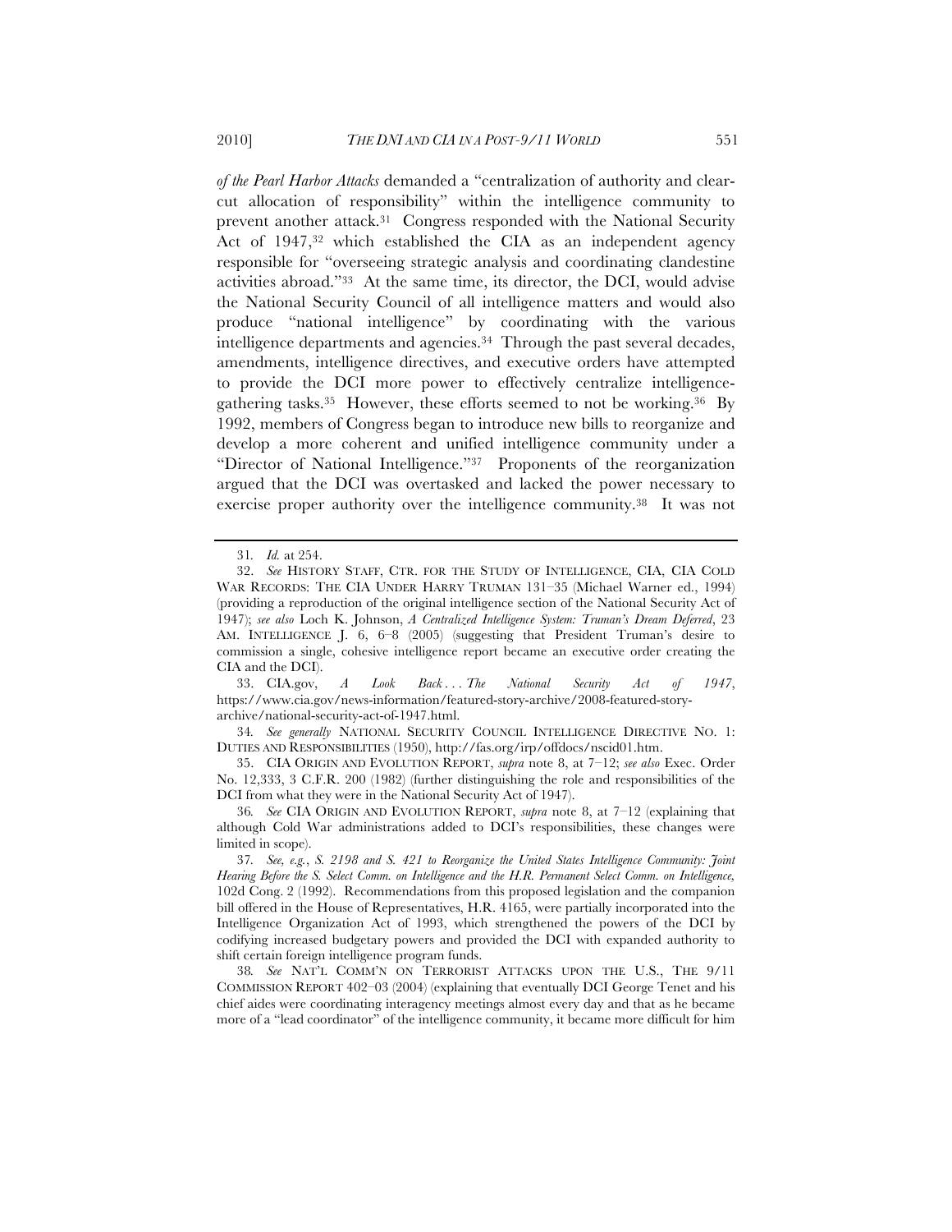*of the Pearl Harbor Attacks* demanded a "centralization of authority and clear-cut allocation of responsibility" within the intelligence community to prevent another attack.[31] Congress responded with the National Security Act of 1947,[32] which established the CIA as an independent agency responsible for "overseeing strategic analysis and coordinating clandestine activities abroad."[33] At the same time, its director, the DCI, would advise the National Security Council of all intelligence matters and would also produce "national intelligence" by coordinating with the various intelligence departments and agencies.[34] Through the past several decades, amendments, intelligence directives, and executive orders have attempted to provide the DCI more power to effectively centralize intelligence-gathering tasks.[35] However, these efforts seemed to not be working.[36] By 1992, members of Congress began to introduce new bills to reorganize and develop a more coherent and unified intelligence community under a "Director of National Intelligence."[37] Proponents of the reorganization argued that the DCI was overtasked and lacked the power necessary to exercise proper authority over the intelligence community.[38] It was not

---

31. *Id.* at 254.

32. *See* HISTORY STAFF, CTR. FOR THE STUDY OF INTELLIGENCE, CIA, CIA COLD WAR RECORDS: THE CIA UNDER HARRY TRUMAN 131–35 (Michael Warner ed., 1994) (providing a reproduction of the original intelligence section of the National Security Act of 1947); *see also* Loch K. Johnson, *A Centralized Intelligence System: Truman's Dream Deferred*, 23 AM. INTELLIGENCE J. 6, 6–8 (2005) (suggesting that President Truman's desire to commission a single, cohesive intelligence report became an executive order creating the CIA and the DCI).

33. CIA.gov, *A Look Back . . . The National Security Act of 1947*, https://www.cia.gov/news-information/featured-story-archive/2008-featured-story-archive/national-security-act-of-1947.html.

34. *See generally* NATIONAL SECURITY COUNCIL INTELLIGENCE DIRECTIVE NO. 1: DUTIES AND RESPONSIBILITIES (1950), http://fas.org/irp/offdocs/nscid01.htm.

35. CIA ORIGIN AND EVOLUTION REPORT, *supra* note 8, at 7–12; *see also* Exec. Order No. 12,333, 3 C.F.R. 200 (1982) (further distinguishing the role and responsibilities of the DCI from what they were in the National Security Act of 1947).

36. *See* CIA ORIGIN AND EVOLUTION REPORT, *supra* note 8, at 7–12 (explaining that although Cold War administrations added to DCI's responsibilities, these changes were limited in scope).

37. *See, e.g.*, *S. 2198 and S. 421 to Reorganize the United States Intelligence Community: Joint Hearing Before the S. Select Comm. on Intelligence and the H.R. Permanent Select Comm. on Intelligence,* 102d Cong. 2 (1992). Recommendations from this proposed legislation and the companion bill offered in the House of Representatives, H.R. 4165, were partially incorporated into the Intelligence Organization Act of 1993, which strengthened the powers of the DCI by codifying increased budgetary powers and provided the DCI with expanded authority to shift certain foreign intelligence program funds.

38. *See* NAT'L COMM'N ON TERRORIST ATTACKS UPON THE U.S., THE 9/11 COMMISSION REPORT 402–03 (2004) (explaining that eventually DCI George Tenet and his chief aides were coordinating interagency meetings almost every day and that as he became more of a "lead coordinator" of the intelligence community, it became more difficult for him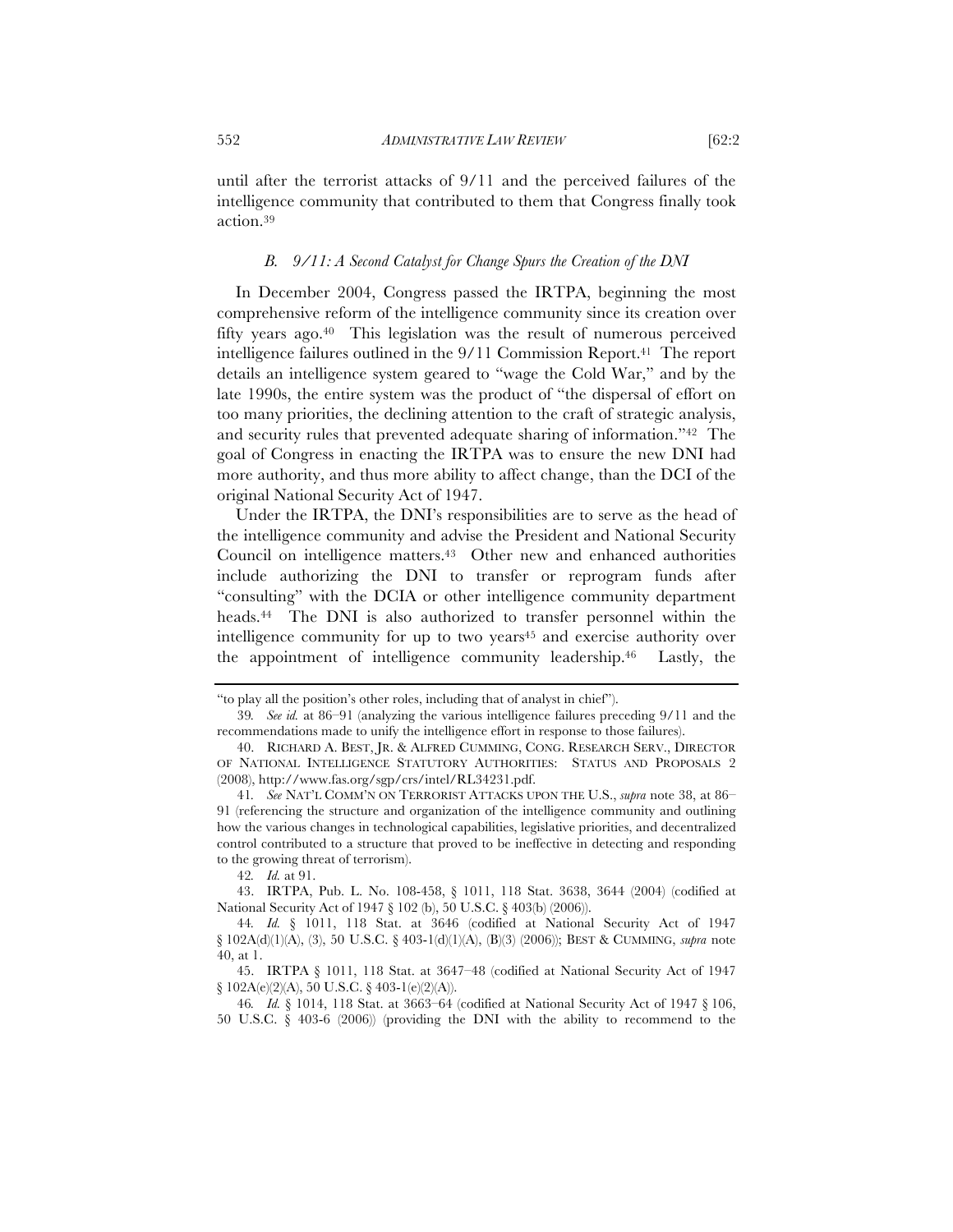until after the terrorist attacks of 9/11 and the perceived failures of the intelligence community that contributed to them that Congress finally took action.[39]

### *B. 9/11: A Second Catalyst for Change Spurs the Creation of the DNI*

In December 2004, Congress passed the IRTPA, beginning the most comprehensive reform of the intelligence community since its creation over fifty years ago.[40] This legislation was the result of numerous perceived intelligence failures outlined in the 9/11 Commission Report.[41] The report details an intelligence system geared to "wage the Cold War," and by the late 1990s, the entire system was the product of "the dispersal of effort on too many priorities, the declining attention to the craft of strategic analysis, and security rules that prevented adequate sharing of information."[42] The goal of Congress in enacting the IRTPA was to ensure the new DNI had more authority, and thus more ability to affect change, than the DCI of the original National Security Act of 1947.

Under the IRTPA, the DNI's responsibilities are to serve as the head of the intelligence community and advise the President and National Security Council on intelligence matters.[43] Other new and enhanced authorities include authorizing the DNI to transfer or reprogram funds after "consulting" with the DCIA or other intelligence community department heads.[44] The DNI is also authorized to transfer personnel within the intelligence community for up to two years[45] and exercise authority over the appointment of intelligence community leadership.[46] Lastly, the

---

"to play all the position's other roles, including that of analyst in chief").

39. *See id.* at 86–91 (analyzing the various intelligence failures preceding 9/11 and the recommendations made to unify the intelligence effort in response to those failures).

40. RICHARD A. BEST, JR. & ALFRED CUMMING, CONG. RESEARCH SERV., DIRECTOR OF NATIONAL INTELLIGENCE STATUTORY AUTHORITIES: STATUS AND PROPOSALS 2 (2008), http://www.fas.org/sgp/crs/intel/RL34231.pdf.

41. *See* NAT'L COMM'N ON TERRORIST ATTACKS UPON THE U.S., *supra* note 38, at 86–91 (referencing the structure and organization of the intelligence community and outlining how the various changes in technological capabilities, legislative priorities, and decentralized control contributed to a structure that proved to be ineffective in detecting and responding to the growing threat of terrorism).

42. *Id.* at 91.

43. IRTPA, Pub. L. No. 108-458, § 1011, 118 Stat. 3638, 3644 (2004) (codified at National Security Act of 1947 § 102 (b), 50 U.S.C. § 403(b) (2006)).

44. *Id.* § 1011, 118 Stat. at 3646 (codified at National Security Act of 1947 § 102A(d)(1)(A), (3), 50 U.S.C. § 403-1(d)(1)(A), (B)(3) (2006)); BEST & CUMMING, *supra* note 40, at 1.

45. IRTPA § 1011, 118 Stat. at 3647–48 (codified at National Security Act of 1947 § 102A(e)(2)(A), 50 U.S.C. § 403-1(e)(2)(A)).

46. *Id.* § 1014, 118 Stat. at 3663–64 (codified at National Security Act of 1947 § 106, 50 U.S.C. § 403-6 (2006)) (providing the DNI with the ability to recommend to the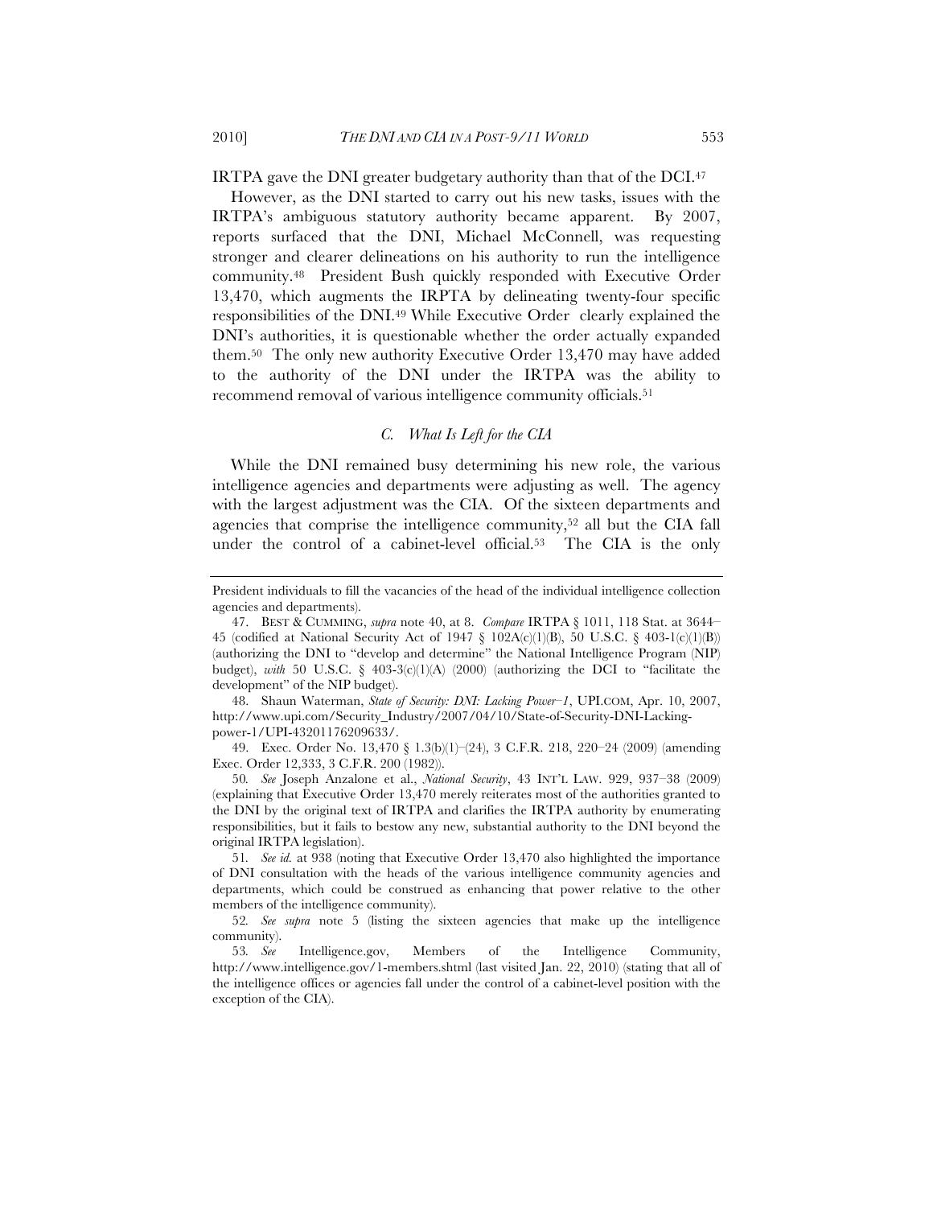IRTPA gave the DNI greater budgetary authority than that of the DCI.[47]

However, as the DNI started to carry out his new tasks, issues with the IRTPA's ambiguous statutory authority became apparent. By 2007, reports surfaced that the DNI, Michael McConnell, was requesting stronger and clearer delineations on his authority to run the intelligence community.[48] President Bush quickly responded with Executive Order 13,470, which augments the IRPTA by delineating twenty-four specific responsibilities of the DNI.[49] While Executive Order clearly explained the DNI's authorities, it is questionable whether the order actually expanded them.[50] The only new authority Executive Order 13,470 may have added to the authority of the DNI under the IRTPA was the ability to recommend removal of various intelligence community officials.[51]

### *C. What Is Left for the CIA*

While the DNI remained busy determining his new role, the various intelligence agencies and departments were adjusting as well. The agency with the largest adjustment was the CIA. Of the sixteen departments and agencies that comprise the intelligence community,[52] all but the CIA fall under the control of a cabinet-level official.[53] The CIA is the only

---

President individuals to fill the vacancies of the head of the individual intelligence collection agencies and departments).

47. BEST & CUMMING, *supra* note 40, at 8. *Compare* IRTPA § 1011, 118 Stat. at 3644–45 (codified at National Security Act of 1947 § 102A(c)(1)(B), 50 U.S.C. § 403-1(c)(1)(B)) (authorizing the DNI to "develop and determine" the National Intelligence Program (NIP) budget), *with* 50 U.S.C. § 403-3(c)(1)(A) (2000) (authorizing the DCI to "facilitate the development" of the NIP budget).

48. Shaun Waterman, *State of Security: DNI: Lacking Power–1*, UPI.COM, Apr. 10, 2007, http://www.upi.com/Security_Industry/2007/04/10/State-of-Security-DNI-Lacking-power-1/UPI-43201176209633/.

49. Exec. Order No. 13,470 § 1.3(b)(1)–(24), 3 C.F.R. 218, 220–24 (2009) (amending Exec. Order 12,333, 3 C.F.R. 200 (1982)).

50. *See* Joseph Anzalone et al., *National Security*, 43 INT'L LAW. 929, 937–38 (2009) (explaining that Executive Order 13,470 merely reiterates most of the authorities granted to the DNI by the original text of IRTPA and clarifies the IRTPA authority by enumerating responsibilities, but it fails to bestow any new, substantial authority to the DNI beyond the original IRTPA legislation).

51. *See id.* at 938 (noting that Executive Order 13,470 also highlighted the importance of DNI consultation with the heads of the various intelligence community agencies and departments, which could be construed as enhancing that power relative to the other members of the intelligence community).

52. *See supra* note 5 (listing the sixteen agencies that make up the intelligence community).

53. *See* Intelligence.gov, Members of the Intelligence Community, http://www.intelligence.gov/1-members.shtml (last visited Jan. 22, 2010) (stating that all of the intelligence offices or agencies fall under the control of a cabinet-level position with the exception of the CIA).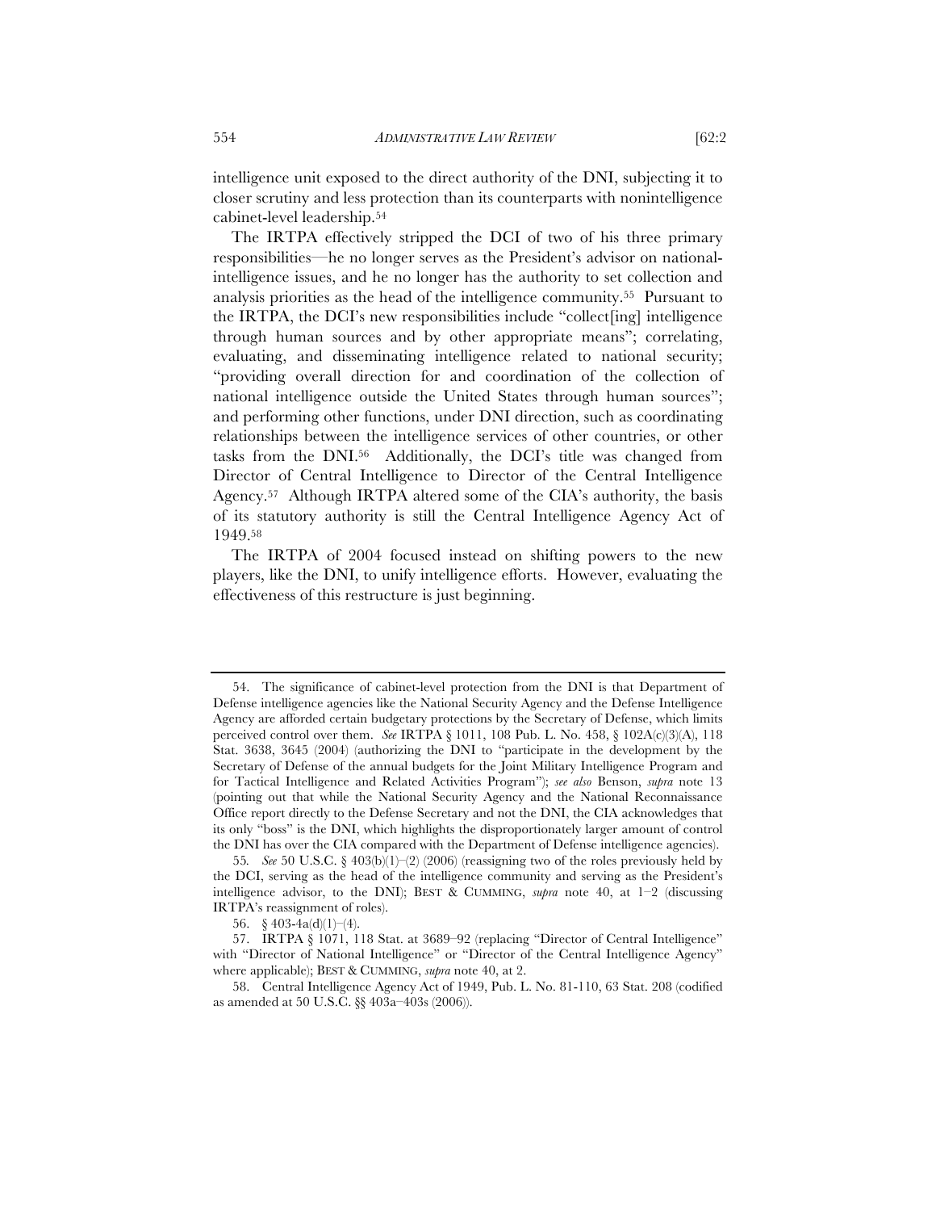intelligence unit exposed to the direct authority of the DNI, subjecting it to closer scrutiny and less protection than its counterparts with nonintelligence cabinet-level leadership.[54]

The IRTPA effectively stripped the DCI of two of his three primary responsibilities—he no longer serves as the President's advisor on national-intelligence issues, and he no longer has the authority to set collection and analysis priorities as the head of the intelligence community.[55] Pursuant to the IRTPA, the DCI's new responsibilities include "collect[ing] intelligence through human sources and by other appropriate means"; correlating, evaluating, and disseminating intelligence related to national security; "providing overall direction for and coordination of the collection of national intelligence outside the United States through human sources"; and performing other functions, under DNI direction, such as coordinating relationships between the intelligence services of other countries, or other tasks from the DNI.[56] Additionally, the DCI's title was changed from Director of Central Intelligence to Director of the Central Intelligence Agency.[57] Although IRTPA altered some of the CIA's authority, the basis of its statutory authority is still the Central Intelligence Agency Act of 1949.[58]

The IRTPA of 2004 focused instead on shifting powers to the new players, like the DNI, to unify intelligence efforts. However, evaluating the effectiveness of this restructure is just beginning.

---

54. The significance of cabinet-level protection from the DNI is that Department of Defense intelligence agencies like the National Security Agency and the Defense Intelligence Agency are afforded certain budgetary protections by the Secretary of Defense, which limits perceived control over them. *See* IRTPA § 1011, 108 Pub. L. No. 458, § 102A(c)(3)(A), 118 Stat. 3638, 3645 (2004) (authorizing the DNI to "participate in the development by the Secretary of Defense of the annual budgets for the Joint Military Intelligence Program and for Tactical Intelligence and Related Activities Program"); *see also* Benson, *supra* note 13 (pointing out that while the National Security Agency and the National Reconnaissance Office report directly to the Defense Secretary and not the DNI, the CIA acknowledges that its only "boss" is the DNI, which highlights the disproportionately larger amount of control the DNI has over the CIA compared with the Department of Defense intelligence agencies).

55. *See* 50 U.S.C. § 403(b)(1)–(2) (2006) (reassigning two of the roles previously held by the DCI, serving as the head of the intelligence community and serving as the President's intelligence advisor, to the DNI); BEST & CUMMING, *supra* note 40, at 1–2 (discussing IRTPA's reassignment of roles).

56. § 403-4a(d)(1)–(4).

57. IRTPA § 1071, 118 Stat. at 3689–92 (replacing "Director of Central Intelligence" with "Director of National Intelligence" or "Director of the Central Intelligence Agency" where applicable); BEST & CUMMING, *supra* note 40, at 2.

58. Central Intelligence Agency Act of 1949, Pub. L. No. 81-110, 63 Stat. 208 (codified as amended at 50 U.S.C. §§ 403a–403s (2006)).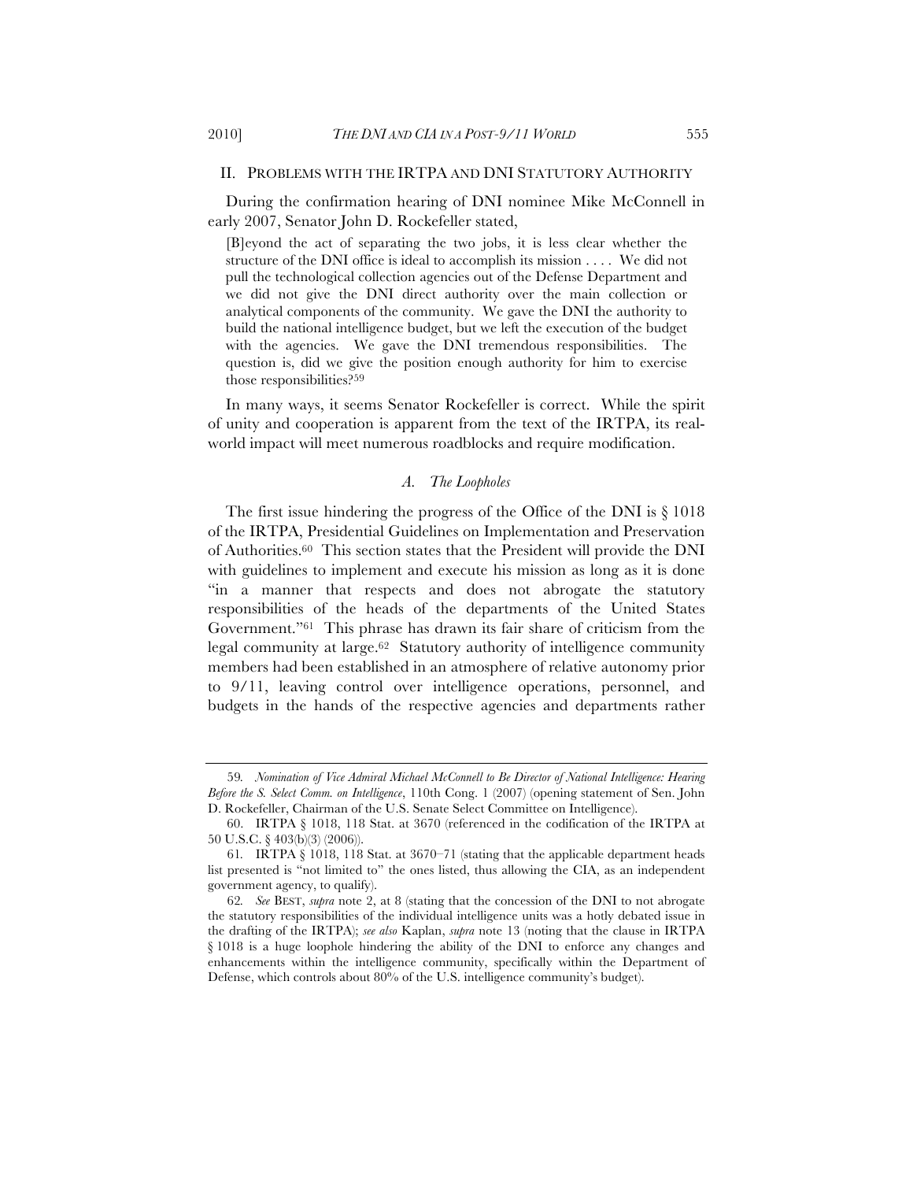## II. PROBLEMS WITH THE IRTPA AND DNI STATUTORY AUTHORITY

During the confirmation hearing of DNI nominee Mike McConnell in early 2007, Senator John D. Rockefeller stated,

> [B]eyond the act of separating the two jobs, it is less clear whether the structure of the DNI office is ideal to accomplish its mission . . . . We did not pull the technological collection agencies out of the Defense Department and we did not give the DNI direct authority over the main collection or analytical components of the community. We gave the DNI the authority to build the national intelligence budget, but we left the execution of the budget with the agencies. We gave the DNI tremendous responsibilities. The question is, did we give the position enough authority for him to exercise those responsibilities?[59]

In many ways, it seems Senator Rockefeller is correct. While the spirit of unity and cooperation is apparent from the text of the IRTPA, its real-world impact will meet numerous roadblocks and require modification.

### *A. The Loopholes*

The first issue hindering the progress of the Office of the DNI is § 1018 of the IRTPA, Presidential Guidelines on Implementation and Preservation of Authorities.[60] This section states that the President will provide the DNI with guidelines to implement and execute his mission as long as it is done "in a manner that respects and does not abrogate the statutory responsibilities of the heads of the departments of the United States Government."[61] This phrase has drawn its fair share of criticism from the legal community at large.[62] Statutory authority of intelligence community members had been established in an atmosphere of relative autonomy prior to 9/11, leaving control over intelligence operations, personnel, and budgets in the hands of the respective agencies and departments rather

---

59. *Nomination of Vice Admiral Michael McConnell to Be Director of National Intelligence: Hearing Before the S. Select Comm. on Intelligence*, 110th Cong. 1 (2007) (opening statement of Sen. John D. Rockefeller, Chairman of the U.S. Senate Select Committee on Intelligence).

60. IRTPA § 1018, 118 Stat. at 3670 (referenced in the codification of the IRTPA at 50 U.S.C. § 403(b)(3) (2006)).

61. IRTPA § 1018, 118 Stat. at 3670–71 (stating that the applicable department heads list presented is "not limited to" the ones listed, thus allowing the CIA, as an independent government agency, to qualify).

62. *See* BEST, *supra* note 2, at 8 (stating that the concession of the DNI to not abrogate the statutory responsibilities of the individual intelligence units was a hotly debated issue in the drafting of the IRTPA); *see also* Kaplan, *supra* note 13 (noting that the clause in IRTPA § 1018 is a huge loophole hindering the ability of the DNI to enforce any changes and enhancements within the intelligence community, specifically within the Department of Defense, which controls about 80% of the U.S. intelligence community's budget).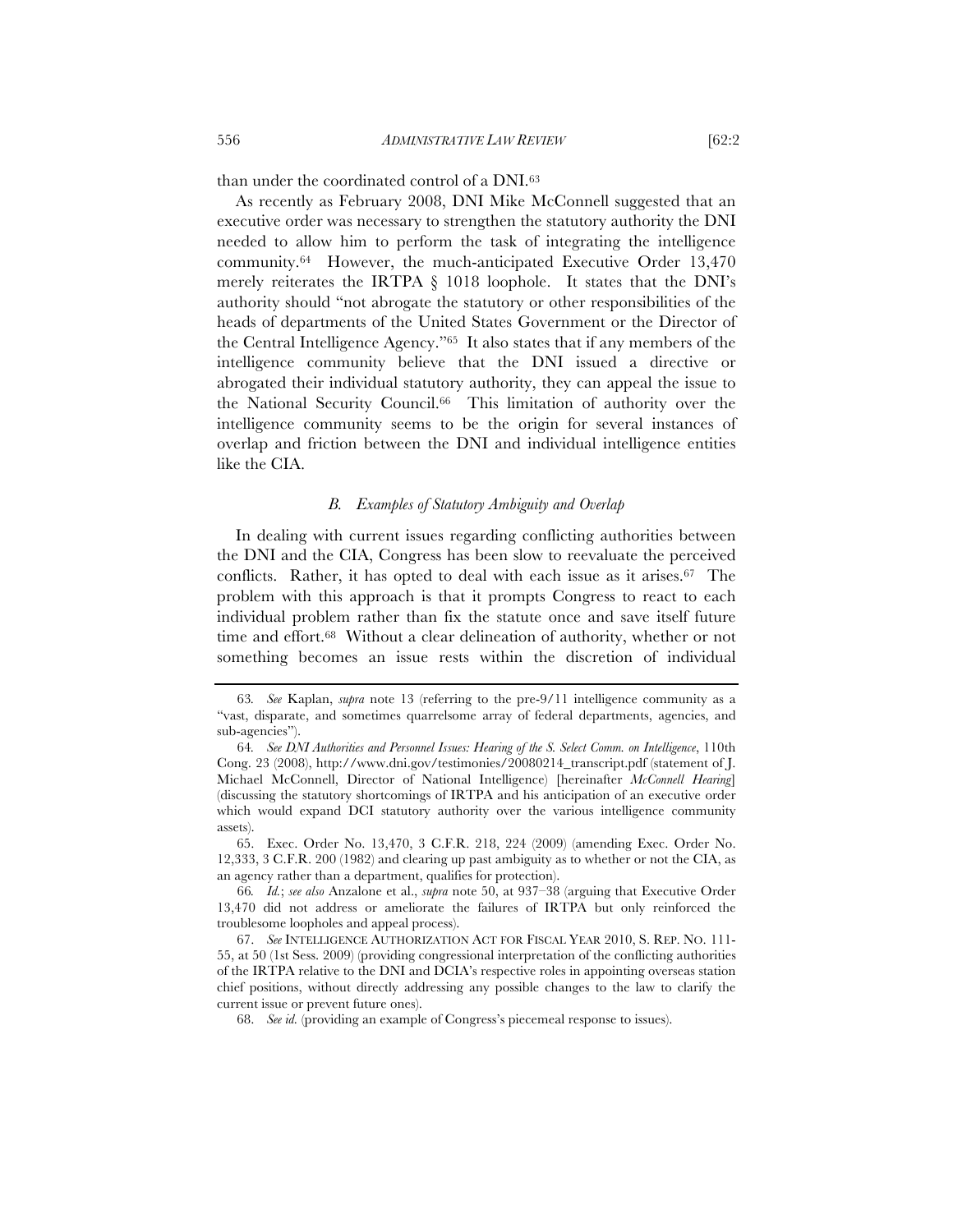than under the coordinated control of a DNI.[63]

As recently as February 2008, DNI Mike McConnell suggested that an executive order was necessary to strengthen the statutory authority the DNI needed to allow him to perform the task of integrating the intelligence community.[64] However, the much-anticipated Executive Order 13,470 merely reiterates the IRTPA § 1018 loophole. It states that the DNI's authority should "not abrogate the statutory or other responsibilities of the heads of departments of the United States Government or the Director of the Central Intelligence Agency."[65] It also states that if any members of the intelligence community believe that the DNI issued a directive or abrogated their individual statutory authority, they can appeal the issue to the National Security Council.[66] This limitation of authority over the intelligence community seems to be the origin for several instances of overlap and friction between the DNI and individual intelligence entities like the CIA.

### *B. Examples of Statutory Ambiguity and Overlap*

In dealing with current issues regarding conflicting authorities between the DNI and the CIA, Congress has been slow to reevaluate the perceived conflicts. Rather, it has opted to deal with each issue as it arises.[67] The problem with this approach is that it prompts Congress to react to each individual problem rather than fix the statute once and save itself future time and effort.[68] Without a clear delineation of authority, whether or not something becomes an issue rests within the discretion of individual

---

63. *See* Kaplan, *supra* note 13 (referring to the pre-9/11 intelligence community as a "vast, disparate, and sometimes quarrelsome array of federal departments, agencies, and sub-agencies").

64. *See DNI Authorities and Personnel Issues: Hearing of the S. Select Comm. on Intelligence*, 110th Cong. 23 (2008), http://www.dni.gov/testimonies/20080214_transcript.pdf (statement of J. Michael McConnell, Director of National Intelligence) [hereinafter *McConnell Hearing*] (discussing the statutory shortcomings of IRTPA and his anticipation of an executive order which would expand DCI statutory authority over the various intelligence community assets).

65. Exec. Order No. 13,470, 3 C.F.R. 218, 224 (2009) (amending Exec. Order No. 12,333, 3 C.F.R. 200 (1982) and clearing up past ambiguity as to whether or not the CIA, as an agency rather than a department, qualifies for protection).

66. *Id.*; *see also* Anzalone et al., *supra* note 50, at 937–38 (arguing that Executive Order 13,470 did not address or ameliorate the failures of IRTPA but only reinforced the troublesome loopholes and appeal process).

67. *See* INTELLIGENCE AUTHORIZATION ACT FOR FISCAL YEAR 2010, S. REP. NO. 111-55, at 50 (1st Sess. 2009) (providing congressional interpretation of the conflicting authorities of the IRTPA relative to the DNI and DCIA's respective roles in appointing overseas station chief positions, without directly addressing any possible changes to the law to clarify the current issue or prevent future ones).

68. *See id.* (providing an example of Congress's piecemeal response to issues).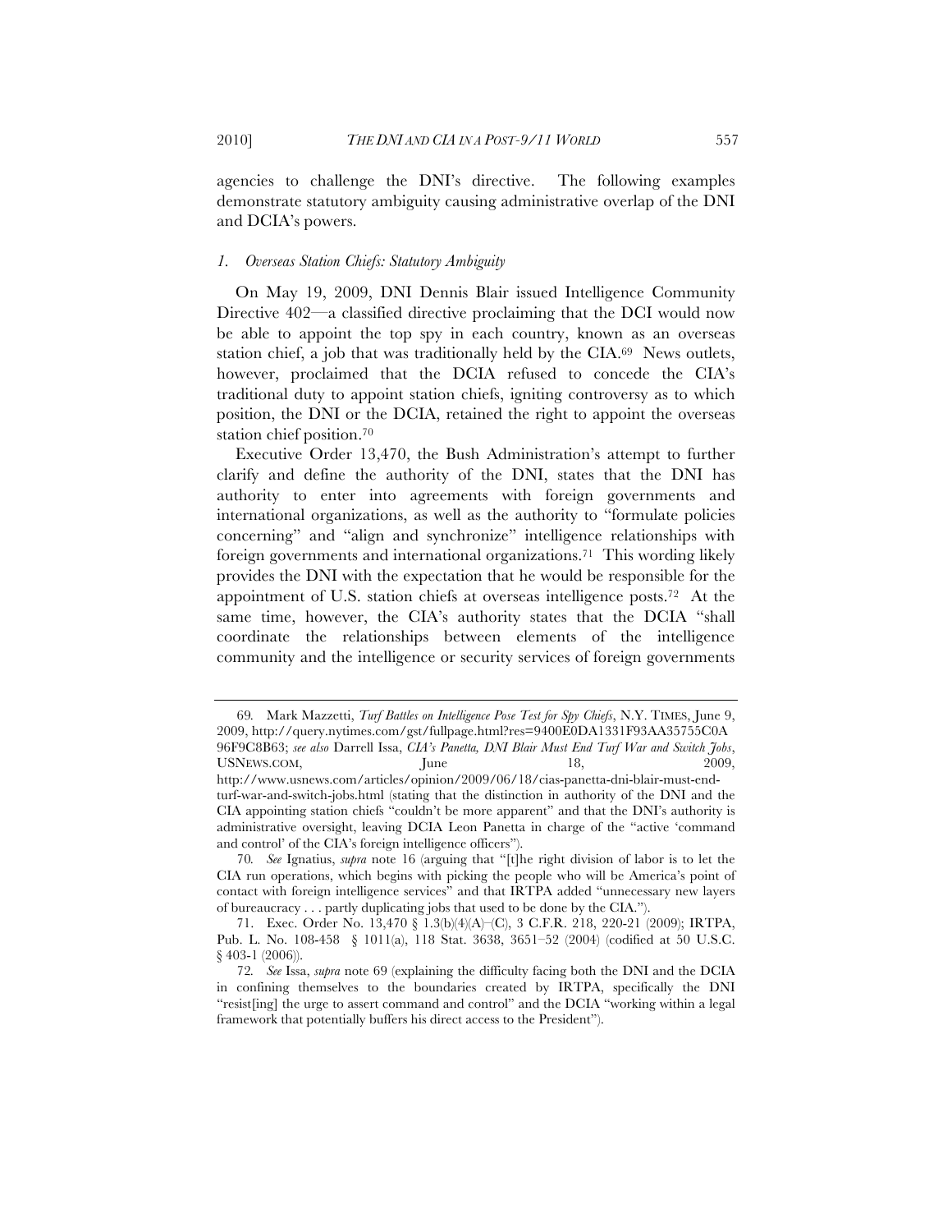agencies to challenge the DNI's directive. The following examples demonstrate statutory ambiguity causing administrative overlap of the DNI and DCIA's powers.

### *1. Overseas Station Chiefs: Statutory Ambiguity*

On May 19, 2009, DNI Dennis Blair issued Intelligence Community Directive 402—a classified directive proclaiming that the DCI would now be able to appoint the top spy in each country, known as an overseas station chief, a job that was traditionally held by the CIA.[69] News outlets, however, proclaimed that the DCIA refused to concede the CIA's traditional duty to appoint station chiefs, igniting controversy as to which position, the DNI or the DCIA, retained the right to appoint the overseas station chief position.[70]

Executive Order 13,470, the Bush Administration's attempt to further clarify and define the authority of the DNI, states that the DNI has authority to enter into agreements with foreign governments and international organizations, as well as the authority to "formulate policies concerning" and "align and synchronize" intelligence relationships with foreign governments and international organizations.[71] This wording likely provides the DNI with the expectation that he would be responsible for the appointment of U.S. station chiefs at overseas intelligence posts.[72] At the same time, however, the CIA's authority states that the DCIA "shall coordinate the relationships between elements of the intelligence community and the intelligence or security services of foreign governments

---

69. Mark Mazzetti, *Turf Battles on Intelligence Pose Test for Spy Chiefs*, N.Y. TIMES, June 9, 2009, http://query.nytimes.com/gst/fullpage.html?res=9400E0DA1331F93AA35755C0A96F9C8B63; *see also* Darrell Issa, *CIA's Panetta, DNI Blair Must End Turf War and Switch Jobs*, USNEWS.COM, June 18, 2009, http://www.usnews.com/articles/opinion/2009/06/18/cias-panetta-dni-blair-must-end-turf-war-and-switch-jobs.html (stating that the distinction in authority of the DNI and the CIA appointing station chiefs "couldn't be more apparent" and that the DNI's authority is administrative oversight, leaving DCIA Leon Panetta in charge of the "active 'command and control' of the CIA's foreign intelligence officers").

70. *See* Ignatius, *supra* note 16 (arguing that "[t]he right division of labor is to let the CIA run operations, which begins with picking the people who will be America's point of contact with foreign intelligence services" and that IRTPA added "unnecessary new layers of bureaucracy . . . partly duplicating jobs that used to be done by the CIA.").

71. Exec. Order No. 13,470 § 1.3(b)(4)(A)–(C), 3 C.F.R. 218, 220-21 (2009); IRTPA, Pub. L. No. 108-458 § 1011(a), 118 Stat. 3638, 3651–52 (2004) (codified at 50 U.S.C. § 403-1 (2006)).

72. *See* Issa, *supra* note 69 (explaining the difficulty facing both the DNI and the DCIA in confining themselves to the boundaries created by IRTPA, specifically the DNI "resist[ing] the urge to assert command and control" and the DCIA "working within a legal framework that potentially buffers his direct access to the President").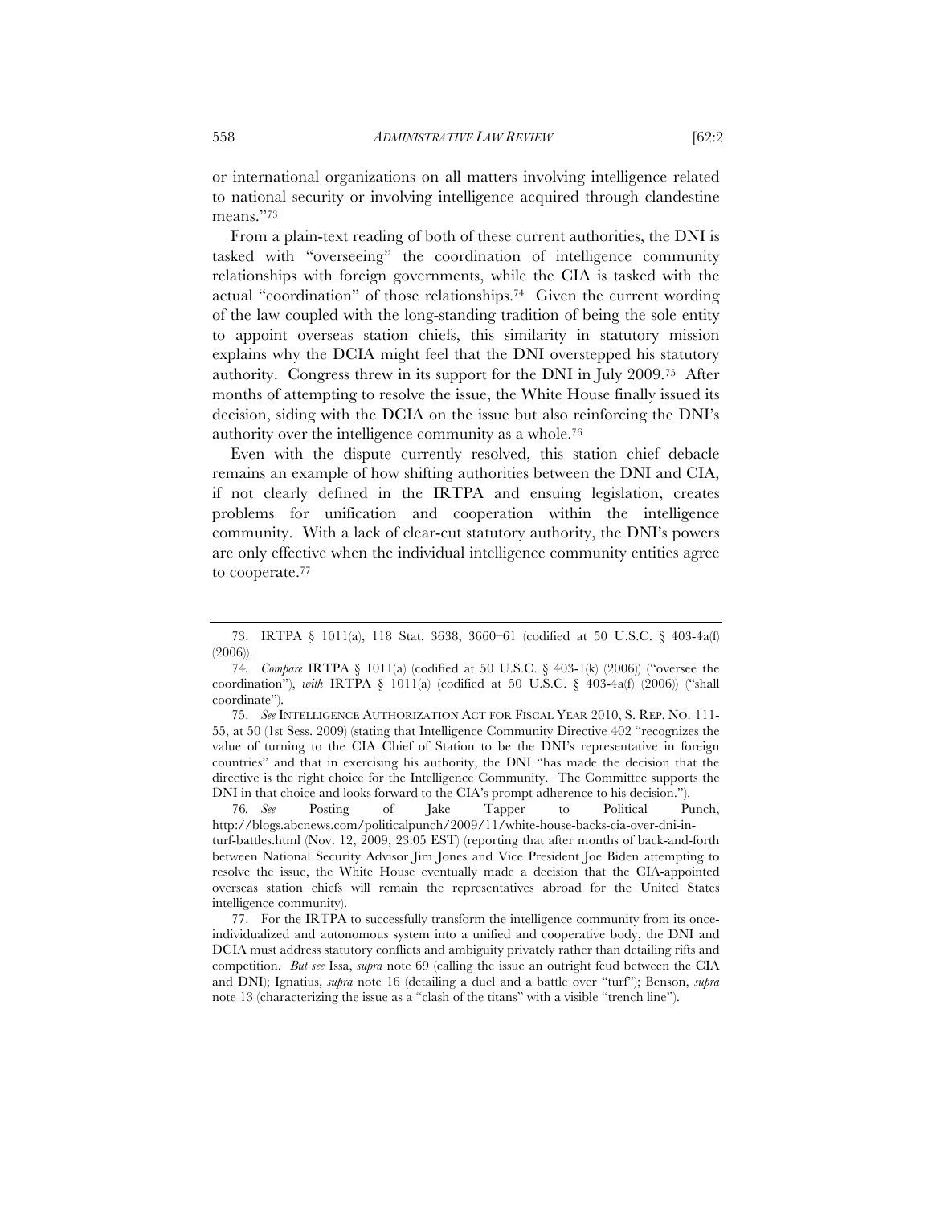or international organizations on all matters involving intelligence related to national security or involving intelligence acquired through clandestine means."[73]

From a plain-text reading of both of these current authorities, the DNI is tasked with "overseeing" the coordination of intelligence community relationships with foreign governments, while the CIA is tasked with the actual "coordination" of those relationships.[74] Given the current wording of the law coupled with the long-standing tradition of being the sole entity to appoint overseas station chiefs, this similarity in statutory mission explains why the DCIA might feel that the DNI overstepped his statutory authority. Congress threw in its support for the DNI in July 2009.[75] After months of attempting to resolve the issue, the White House finally issued its decision, siding with the DCIA on the issue but also reinforcing the DNI's authority over the intelligence community as a whole.[76]

Even with the dispute currently resolved, this station chief debacle remains an example of how shifting authorities between the DNI and CIA, if not clearly defined in the IRTPA and ensuing legislation, creates problems for unification and cooperation within the intelligence community. With a lack of clear-cut statutory authority, the DNI's powers are only effective when the individual intelligence community entities agree to cooperate.[77]

---

73. IRTPA § 1011(a), 118 Stat. 3638, 3660–61 (codified at 50 U.S.C. § 403-4a(f) (2006)).

74. *Compare* IRTPA § 1011(a) (codified at 50 U.S.C. § 403-1(k) (2006)) ("oversee the coordination"), *with* IRTPA § 1011(a) (codified at 50 U.S.C. § 403-4a(f) (2006)) ("shall coordinate").

75. *See* INTELLIGENCE AUTHORIZATION ACT FOR FISCAL YEAR 2010, S. REP. NO. 111-55, at 50 (1st Sess. 2009) (stating that Intelligence Community Directive 402 "recognizes the value of turning to the CIA Chief of Station to be the DNI's representative in foreign countries" and that in exercising his authority, the DNI "has made the decision that the directive is the right choice for the Intelligence Community. The Committee supports the DNI in that choice and looks forward to the CIA's prompt adherence to his decision.").

76. *See* Posting of Jake Tapper to Political Punch, http://blogs.abcnews.com/politicalpunch/2009/11/white-house-backs-cia-over-dni-in-turf-battles.html (Nov. 12, 2009, 23:05 EST) (reporting that after months of back-and-forth between National Security Advisor Jim Jones and Vice President Joe Biden attempting to resolve the issue, the White House eventually made a decision that the CIA-appointed overseas station chiefs will remain the representatives abroad for the United States intelligence community).

77. For the IRTPA to successfully transform the intelligence community from its once-individualized and autonomous system into a unified and cooperative body, the DNI and DCIA must address statutory conflicts and ambiguity privately rather than detailing rifts and competition. *But see* Issa, *supra* note 69 (calling the issue an outright feud between the CIA and DNI); Ignatius, *supra* note 16 (detailing a duel and a battle over "turf"); Benson, *supra* note 13 (characterizing the issue as a "clash of the titans" with a visible "trench line").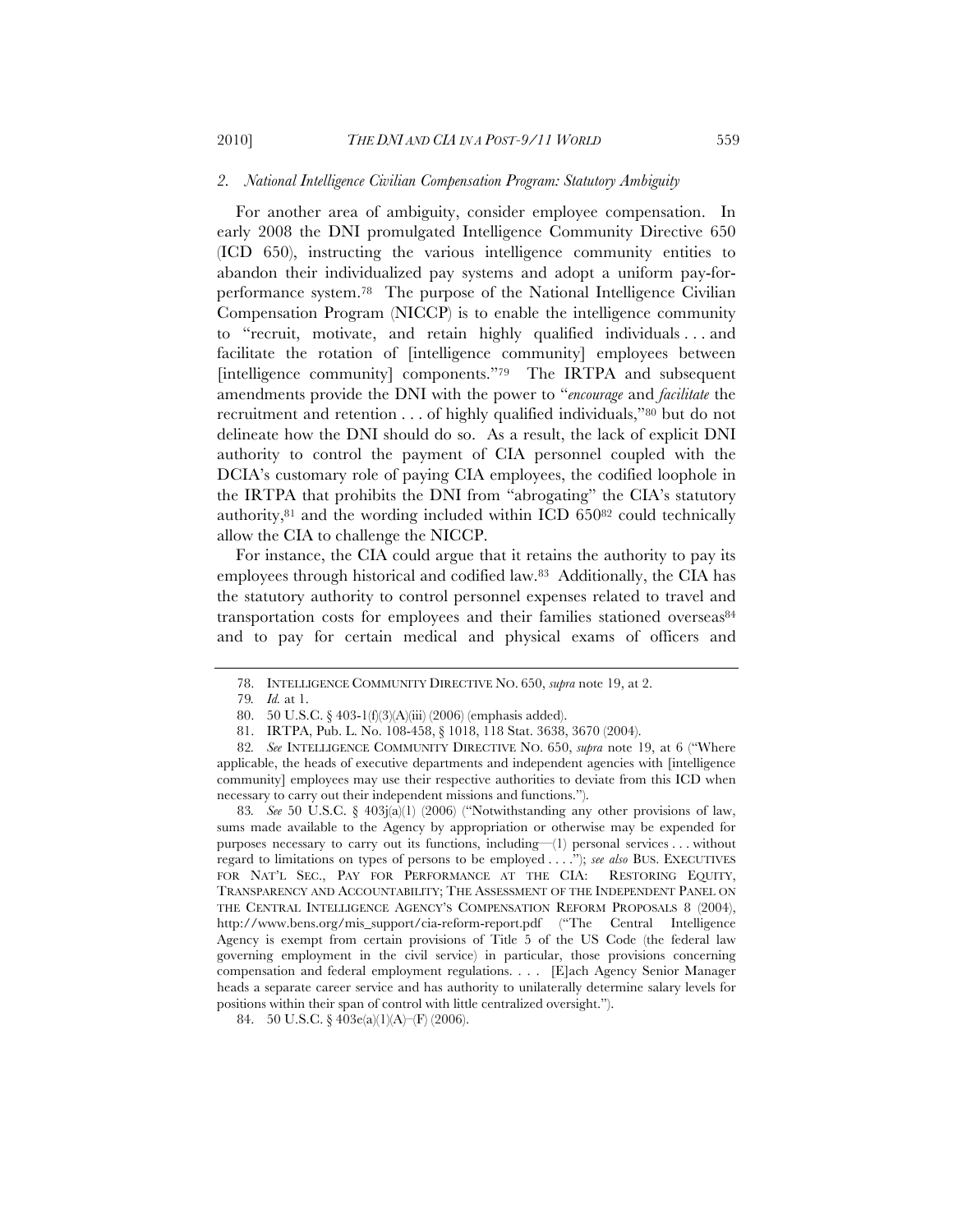### 2. *National Intelligence Civilian Compensation Program: Statutory Ambiguity*

For another area of ambiguity, consider employee compensation. In early 2008 the DNI promulgated Intelligence Community Directive 650 (ICD 650), instructing the various intelligence community entities to abandon their individualized pay systems and adopt a uniform pay-for-performance system.[78] The purpose of the National Intelligence Civilian Compensation Program (NICCP) is to enable the intelligence community to "recruit, motivate, and retain highly qualified individuals . . . and facilitate the rotation of [intelligence community] employees between [intelligence community] components."[79] The IRTPA and subsequent amendments provide the DNI with the power to "*encourage* and *facilitate* the recruitment and retention . . . of highly qualified individuals,"[80] but do not delineate how the DNI should do so. As a result, the lack of explicit DNI authority to control the payment of CIA personnel coupled with the DCIA's customary role of paying CIA employees, the codified loophole in the IRTPA that prohibits the DNI from "abrogating" the CIA's statutory authority,[81] and the wording included within ICD 650[82] could technically allow the CIA to challenge the NICCP.

For instance, the CIA could argue that it retains the authority to pay its employees through historical and codified law.[83] Additionally, the CIA has the statutory authority to control personnel expenses related to travel and transportation costs for employees and their families stationed overseas[84] and to pay for certain medical and physical exams of officers and

---

78. INTELLIGENCE COMMUNITY DIRECTIVE NO. 650, *supra* note 19, at 2.

79. *Id.* at 1.

80. 50 U.S.C. § 403-1(f)(3)(A)(iii) (2006) (emphasis added).

81. IRTPA, Pub. L. No. 108-458, § 1018, 118 Stat. 3638, 3670 (2004).

82. *See* INTELLIGENCE COMMUNITY DIRECTIVE NO. 650, *supra* note 19, at 6 ("Where applicable, the heads of executive departments and independent agencies with [intelligence community] employees may use their respective authorities to deviate from this ICD when necessary to carry out their independent missions and functions.").

83. *See* 50 U.S.C. § 403j(a)(1) (2006) ("Notwithstanding any other provisions of law, sums made available to the Agency by appropriation or otherwise may be expended for purposes necessary to carry out its functions, including—(1) personal services . . . without regard to limitations on types of persons to be employed . . . ."); *see also* BUS. EXECUTIVES FOR NAT'L SEC., PAY FOR PERFORMANCE AT THE CIA: RESTORING EQUITY, TRANSPARENCY AND ACCOUNTABILITY; THE ASSESSMENT OF THE INDEPENDENT PANEL ON THE CENTRAL INTELLIGENCE AGENCY'S COMPENSATION REFORM PROPOSALS 8 (2004), http://www.bens.org/mis_support/cia-reform-report.pdf ("The Central Intelligence Agency is exempt from certain provisions of Title 5 of the US Code (the federal law governing employment in the civil service) in particular, those provisions concerning compensation and federal employment regulations. . . . [E]ach Agency Senior Manager heads a separate career service and has authority to unilaterally determine salary levels for positions within their span of control with little centralized oversight.").

84. 50 U.S.C. § 403e(a)(1)(A)–(F) (2006).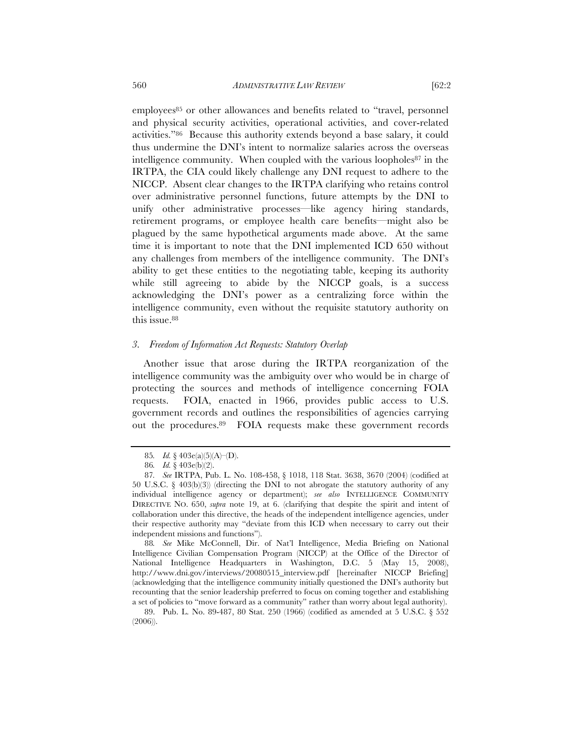employees[85] or other allowances and benefits related to "travel, personnel and physical security activities, operational activities, and cover-related activities."[86] Because this authority extends beyond a base salary, it could thus undermine the DNI's intent to normalize salaries across the overseas intelligence community. When coupled with the various loopholes[87] in the IRTPA, the CIA could likely challenge any DNI request to adhere to the NICCP. Absent clear changes to the IRTPA clarifying who retains control over administrative personnel functions, future attempts by the DNI to unify other administrative processes—like agency hiring standards, retirement programs, or employee health care benefits—might also be plagued by the same hypothetical arguments made above. At the same time it is important to note that the DNI implemented ICD 650 without any challenges from members of the intelligence community. The DNI's ability to get these entities to the negotiating table, keeping its authority while still agreeing to abide by the NICCP goals, is a success acknowledging the DNI's power as a centralizing force within the intelligence community, even without the requisite statutory authority on this issue.[88]

### *3. Freedom of Information Act Requests: Statutory Overlap*

Another issue that arose during the IRTPA reorganization of the intelligence community was the ambiguity over who would be in charge of protecting the sources and methods of intelligence concerning FOIA requests. FOIA, enacted in 1966, provides public access to U.S. government records and outlines the responsibilities of agencies carrying out the procedures.[89] FOIA requests make these government records

---

85. *Id.* § 403e(a)(5)(A)–(D).

86. *Id.* § 403e(b)(2).

87. *See* IRTPA, Pub. L. No. 108-458, § 1018, 118 Stat. 3638, 3670 (2004) (codified at 50 U.S.C. § 403(b)(3)) (directing the DNI to not abrogate the statutory authority of any individual intelligence agency or department); *see also* INTELLIGENCE COMMUNITY DIRECTIVE NO. 650, *supra* note 19, at 6. (clarifying that despite the spirit and intent of collaboration under this directive, the heads of the independent intelligence agencies, under their respective authority may "deviate from this ICD when necessary to carry out their independent missions and functions").

88. *See* Mike McConnell, Dir. of Nat'l Intelligence, Media Briefing on National Intelligence Civilian Compensation Program (NICCP) at the Office of the Director of National Intelligence Headquarters in Washington, D.C. 5 (May 15, 2008), http://www.dni.gov/interviews/20080515_interview.pdf [hereinafter NICCP Briefing] (acknowledging that the intelligence community initially questioned the DNI's authority but recounting that the senior leadership preferred to focus on coming together and establishing a set of policies to "move forward as a community" rather than worry about legal authority).

89. Pub. L. No. 89-487, 80 Stat. 250 (1966) (codified as amended at 5 U.S.C. § 552 (2006)).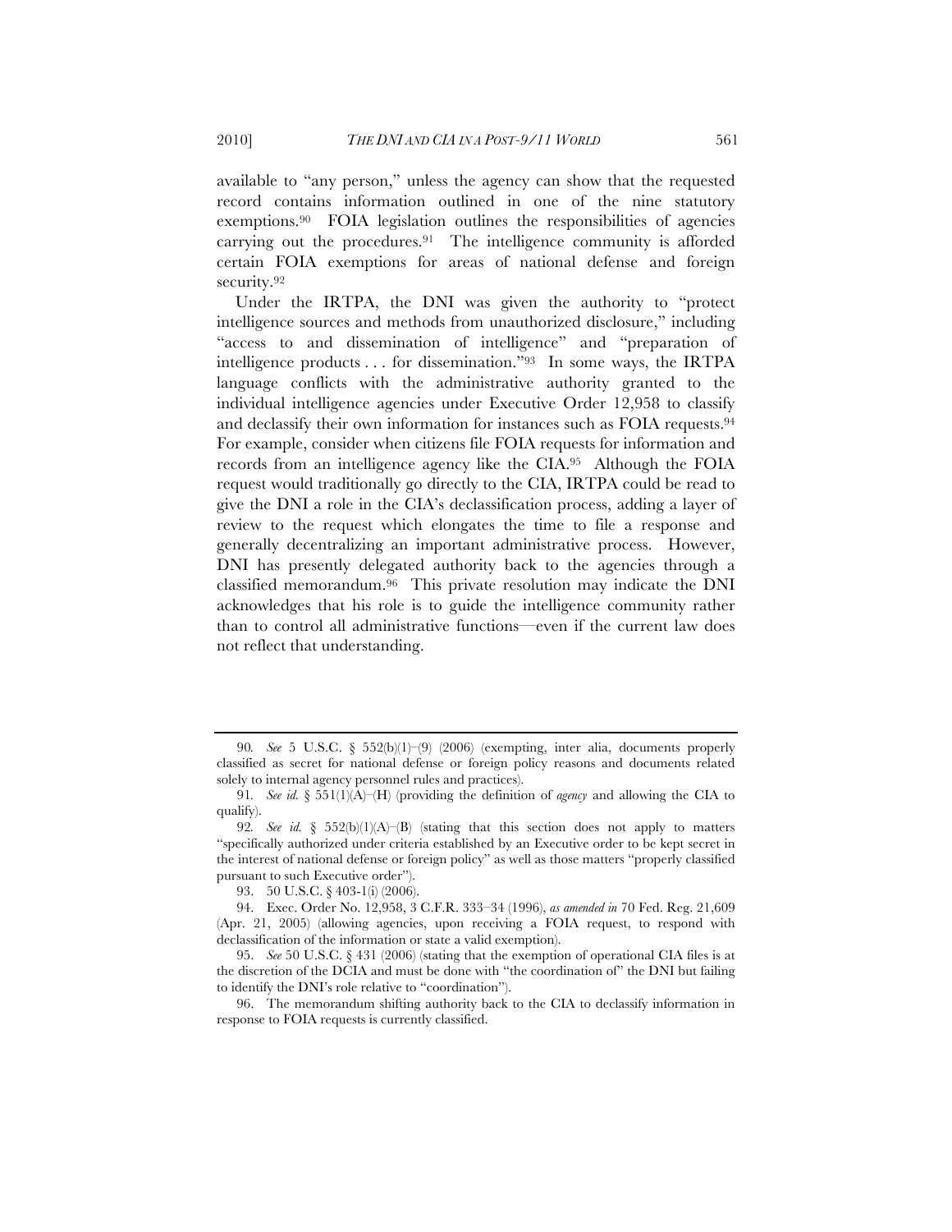available to "any person," unless the agency can show that the requested record contains information outlined in one of the nine statutory exemptions.[90] FOIA legislation outlines the responsibilities of agencies carrying out the procedures.[91] The intelligence community is afforded certain FOIA exemptions for areas of national defense and foreign security.[92]

Under the IRTPA, the DNI was given the authority to "protect intelligence sources and methods from unauthorized disclosure," including "access to and dissemination of intelligence" and "preparation of intelligence products . . . for dissemination."[93] In some ways, the IRTPA language conflicts with the administrative authority granted to the individual intelligence agencies under Executive Order 12,958 to classify and declassify their own information for instances such as FOIA requests.[94] For example, consider when citizens file FOIA requests for information and records from an intelligence agency like the CIA.[95] Although the FOIA request would traditionally go directly to the CIA, IRTPA could be read to give the DNI a role in the CIA's declassification process, adding a layer of review to the request which elongates the time to file a response and generally decentralizing an important administrative process. However, DNI has presently delegated authority back to the agencies through a classified memorandum.[96] This private resolution may indicate the DNI acknowledges that his role is to guide the intelligence community rather than to control all administrative functions—even if the current law does not reflect that understanding.

---

90. *See* 5 U.S.C. § 552(b)(1)–(9) (2006) (exempting, inter alia, documents properly classified as secret for national defense or foreign policy reasons and documents related solely to internal agency personnel rules and practices).

91. *See id.* § 551(1)(A)–(H) (providing the definition of *agency* and allowing the CIA to qualify).

92. *See id.* § 552(b)(1)(A)–(B) (stating that this section does not apply to matters "specifically authorized under criteria established by an Executive order to be kept secret in the interest of national defense or foreign policy" as well as those matters "properly classified pursuant to such Executive order").

93. 50 U.S.C. § 403-1(i) (2006).

94. Exec. Order No. 12,958, 3 C.F.R. 333–34 (1996), *as amended in* 70 Fed. Reg. 21,609 (Apr. 21, 2005) (allowing agencies, upon receiving a FOIA request, to respond with declassification of the information or state a valid exemption).

95. *See* 50 U.S.C. § 431 (2006) (stating that the exemption of operational CIA files is at the discretion of the DCIA and must be done with "the coordination of" the DNI but failing to identify the DNI's role relative to "coordination").

96. The memorandum shifting authority back to the CIA to declassify information in response to FOIA requests is currently classified.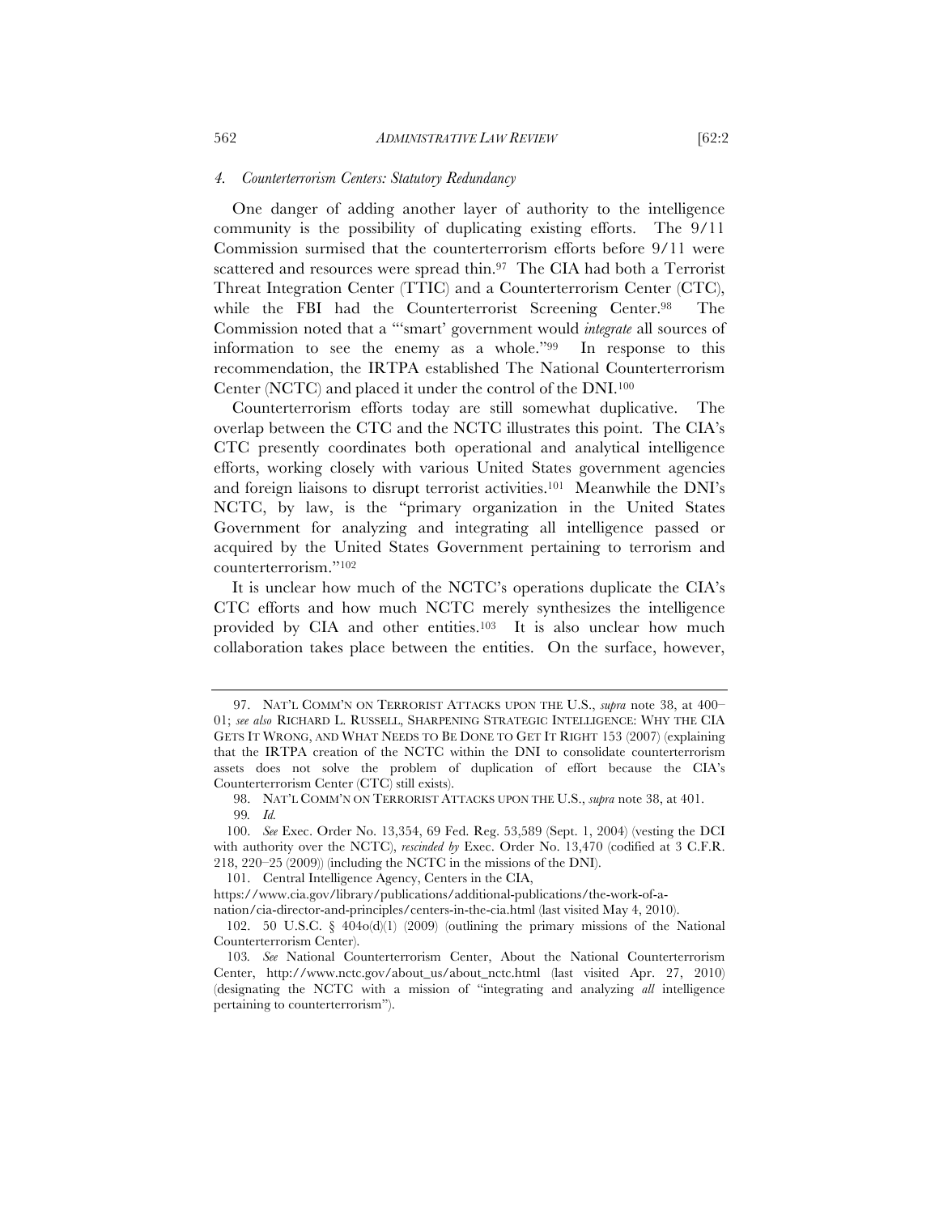#### *4. Counterterrorism Centers: Statutory Redundancy*

One danger of adding another layer of authority to the intelligence community is the possibility of duplicating existing efforts. The 9/11 Commission surmised that the counterterrorism efforts before 9/11 were scattered and resources were spread thin.[97] The CIA had both a Terrorist Threat Integration Center (TTIC) and a Counterterrorism Center (CTC), while the FBI had the Counterterrorist Screening Center.[98] The Commission noted that a "'smart' government would *integrate* all sources of information to see the enemy as a whole."[99] In response to this recommendation, the IRTPA established The National Counterterrorism Center (NCTC) and placed it under the control of the DNI.[100]

Counterterrorism efforts today are still somewhat duplicative. The overlap between the CTC and the NCTC illustrates this point. The CIA's CTC presently coordinates both operational and analytical intelligence efforts, working closely with various United States government agencies and foreign liaisons to disrupt terrorist activities.[101] Meanwhile the DNI's NCTC, by law, is the "primary organization in the United States Government for analyzing and integrating all intelligence passed or acquired by the United States Government pertaining to terrorism and counterterrorism."[102]

It is unclear how much of the NCTC's operations duplicate the CIA's CTC efforts and how much NCTC merely synthesizes the intelligence provided by CIA and other entities.[103] It is also unclear how much collaboration takes place between the entities. On the surface, however,

---

97. NAT'L COMM'N ON TERRORIST ATTACKS UPON THE U.S., *supra* note 38, at 400–01; *see also* RICHARD L. RUSSELL, SHARPENING STRATEGIC INTELLIGENCE: WHY THE CIA GETS IT WRONG, AND WHAT NEEDS TO BE DONE TO GET IT RIGHT 153 (2007) (explaining that the IRTPA creation of the NCTC within the DNI to consolidate counterterrorism assets does not solve the problem of duplication of effort because the CIA's Counterterrorism Center (CTC) still exists).

98. NAT'L COMM'N ON TERRORIST ATTACKS UPON THE U.S., *supra* note 38, at 401.

99. *Id.*

100. *See* Exec. Order No. 13,354, 69 Fed. Reg. 53,589 (Sept. 1, 2004) (vesting the DCI with authority over the NCTC), *rescinded by* Exec. Order No. 13,470 (codified at 3 C.F.R. 218, 220–25 (2009)) (including the NCTC in the missions of the DNI).

101. Central Intelligence Agency, Centers in the CIA, https://www.cia.gov/library/publications/additional-publications/the-work-of-a-nation/cia-director-and-principles/centers-in-the-cia.html (last visited May 4, 2010).

102. 50 U.S.C. § 404o(d)(1) (2009) (outlining the primary missions of the National Counterterrorism Center).

103. *See* National Counterterrorism Center, About the National Counterterrorism Center, http://www.nctc.gov/about_us/about_nctc.html (last visited Apr. 27, 2010) (designating the NCTC with a mission of "integrating and analyzing *all* intelligence pertaining to counterterrorism").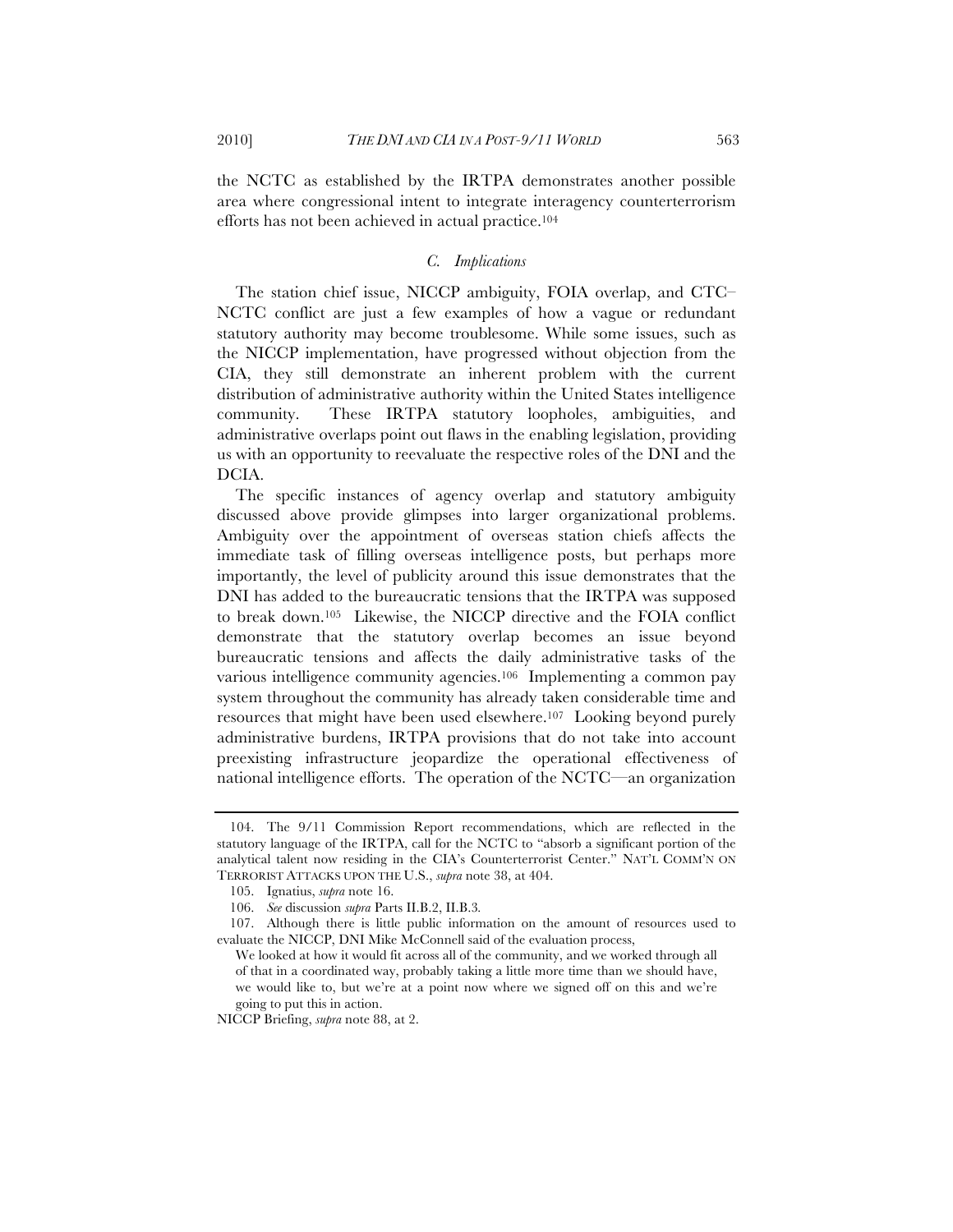the NCTC as established by the IRTPA demonstrates another possible area where congressional intent to integrate interagency counterterrorism efforts has not been achieved in actual practice.[104]

### C. *Implications*

The station chief issue, NICCP ambiguity, FOIA overlap, and CTC–NCTC conflict are just a few examples of how a vague or redundant statutory authority may become troublesome. While some issues, such as the NICCP implementation, have progressed without objection from the CIA, they still demonstrate an inherent problem with the current distribution of administrative authority within the United States intelligence community. These IRTPA statutory loopholes, ambiguities, and administrative overlaps point out flaws in the enabling legislation, providing us with an opportunity to reevaluate the respective roles of the DNI and the DCIA.

The specific instances of agency overlap and statutory ambiguity discussed above provide glimpses into larger organizational problems. Ambiguity over the appointment of overseas station chiefs affects the immediate task of filling overseas intelligence posts, but perhaps more importantly, the level of publicity around this issue demonstrates that the DNI has added to the bureaucratic tensions that the IRTPA was supposed to break down.[105] Likewise, the NICCP directive and the FOIA conflict demonstrate that the statutory overlap becomes an issue beyond bureaucratic tensions and affects the daily administrative tasks of the various intelligence community agencies.[106] Implementing a common pay system throughout the community has already taken considerable time and resources that might have been used elsewhere.[107] Looking beyond purely administrative burdens, IRTPA provisions that do not take into account preexisting infrastructure jeopardize the operational effectiveness of national intelligence efforts. The operation of the NCTC—an organization

---

104. The 9/11 Commission Report recommendations, which are reflected in the statutory language of the IRTPA, call for the NCTC to "absorb a significant portion of the analytical talent now residing in the CIA's Counterterrorist Center." NAT'L COMM'N ON TERRORIST ATTACKS UPON THE U.S., *supra* note 38, at 404.

105. Ignatius, *supra* note 16.

106. *See* discussion *supra* Parts II.B.2, II.B.3.

107. Although there is little public information on the amount of resources used to evaluate the NICCP, DNI Mike McConnell said of the evaluation process,

> We looked at how it would fit across all of the community, and we worked through all of that in a coordinated way, probably taking a little more time than we should have, we would like to, but we're at a point now where we signed off on this and we're going to put this in action.

NICCP Briefing, *supra* note 88, at 2.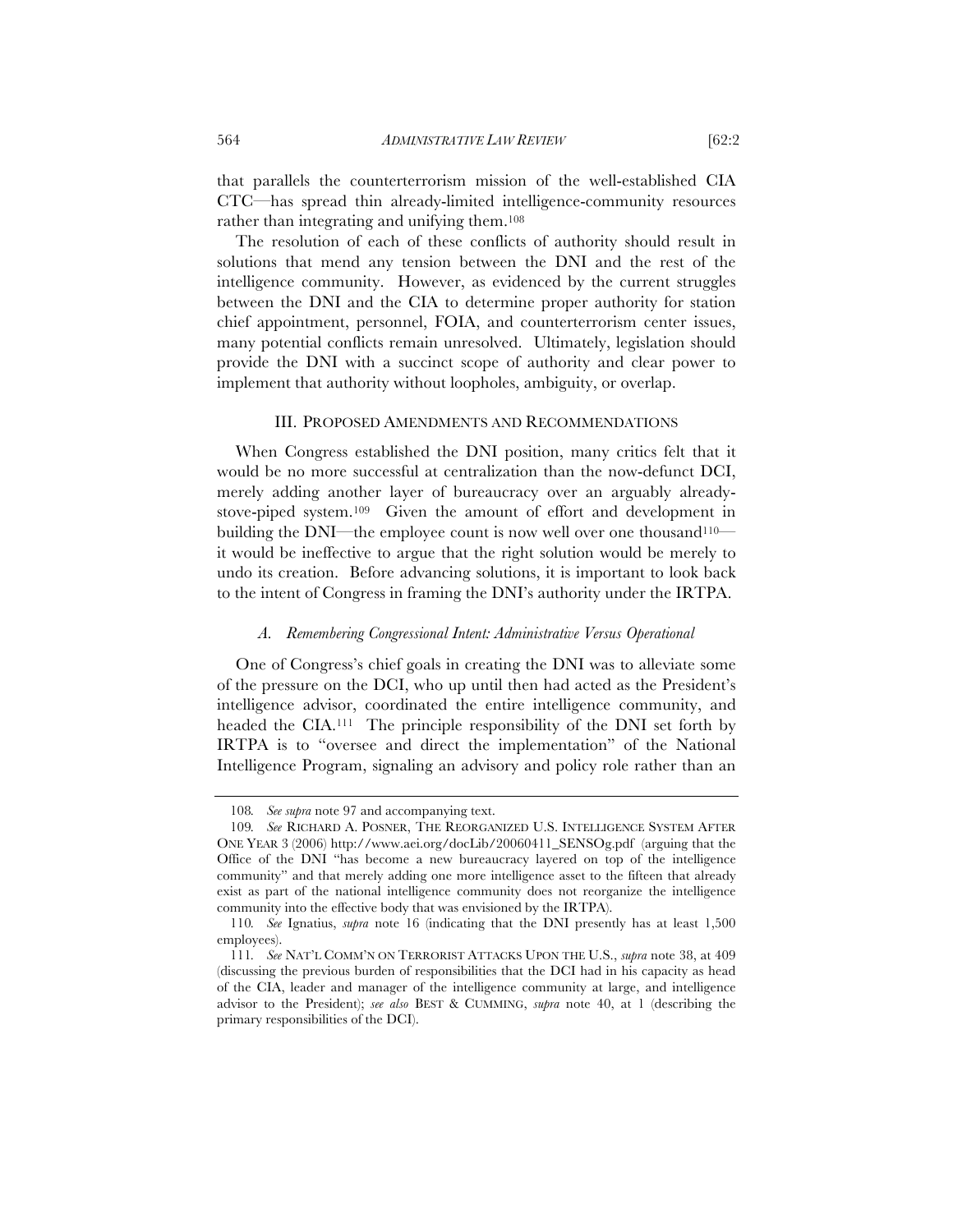that parallels the counterterrorism mission of the well-established CIA CTC—has spread thin already-limited intelligence-community resources rather than integrating and unifying them.[108]

The resolution of each of these conflicts of authority should result in solutions that mend any tension between the DNI and the rest of the intelligence community. However, as evidenced by the current struggles between the DNI and the CIA to determine proper authority for station chief appointment, personnel, FOIA, and counterterrorism center issues, many potential conflicts remain unresolved. Ultimately, legislation should provide the DNI with a succinct scope of authority and clear power to implement that authority without loopholes, ambiguity, or overlap.

## III. PROPOSED AMENDMENTS AND RECOMMENDATIONS

When Congress established the DNI position, many critics felt that it would be no more successful at centralization than the now-defunct DCI, merely adding another layer of bureaucracy over an arguably already-stove-piped system.[109] Given the amount of effort and development in building the DNI—the employee count is now well over one thousand[110]—it would be ineffective to argue that the right solution would be merely to undo its creation. Before advancing solutions, it is important to look back to the intent of Congress in framing the DNI's authority under the IRTPA.

### *A. Remembering Congressional Intent: Administrative Versus Operational*

One of Congress's chief goals in creating the DNI was to alleviate some of the pressure on the DCI, who up until then had acted as the President's intelligence advisor, coordinated the entire intelligence community, and headed the CIA.[111] The principle responsibility of the DNI set forth by IRTPA is to "oversee and direct the implementation" of the National Intelligence Program, signaling an advisory and policy role rather than an

---

108. *See supra* note 97 and accompanying text.

109. *See* RICHARD A. POSNER, THE REORGANIZED U.S. INTELLIGENCE SYSTEM AFTER ONE YEAR 3 (2006) http://www.aei.org/docLib/20060411_SENSOg.pdf (arguing that the Office of the DNI "has become a new bureaucracy layered on top of the intelligence community" and that merely adding one more intelligence asset to the fifteen that already exist as part of the national intelligence community does not reorganize the intelligence community into the effective body that was envisioned by the IRTPA).

110. *See* Ignatius, *supra* note 16 (indicating that the DNI presently has at least 1,500 employees).

111. *See* NAT'L COMM'N ON TERRORIST ATTACKS UPON THE U.S., *supra* note 38, at 409 (discussing the previous burden of responsibilities that the DCI had in his capacity as head of the CIA, leader and manager of the intelligence community at large, and intelligence advisor to the President); *see also* BEST & CUMMING, *supra* note 40, at 1 (describing the primary responsibilities of the DCI).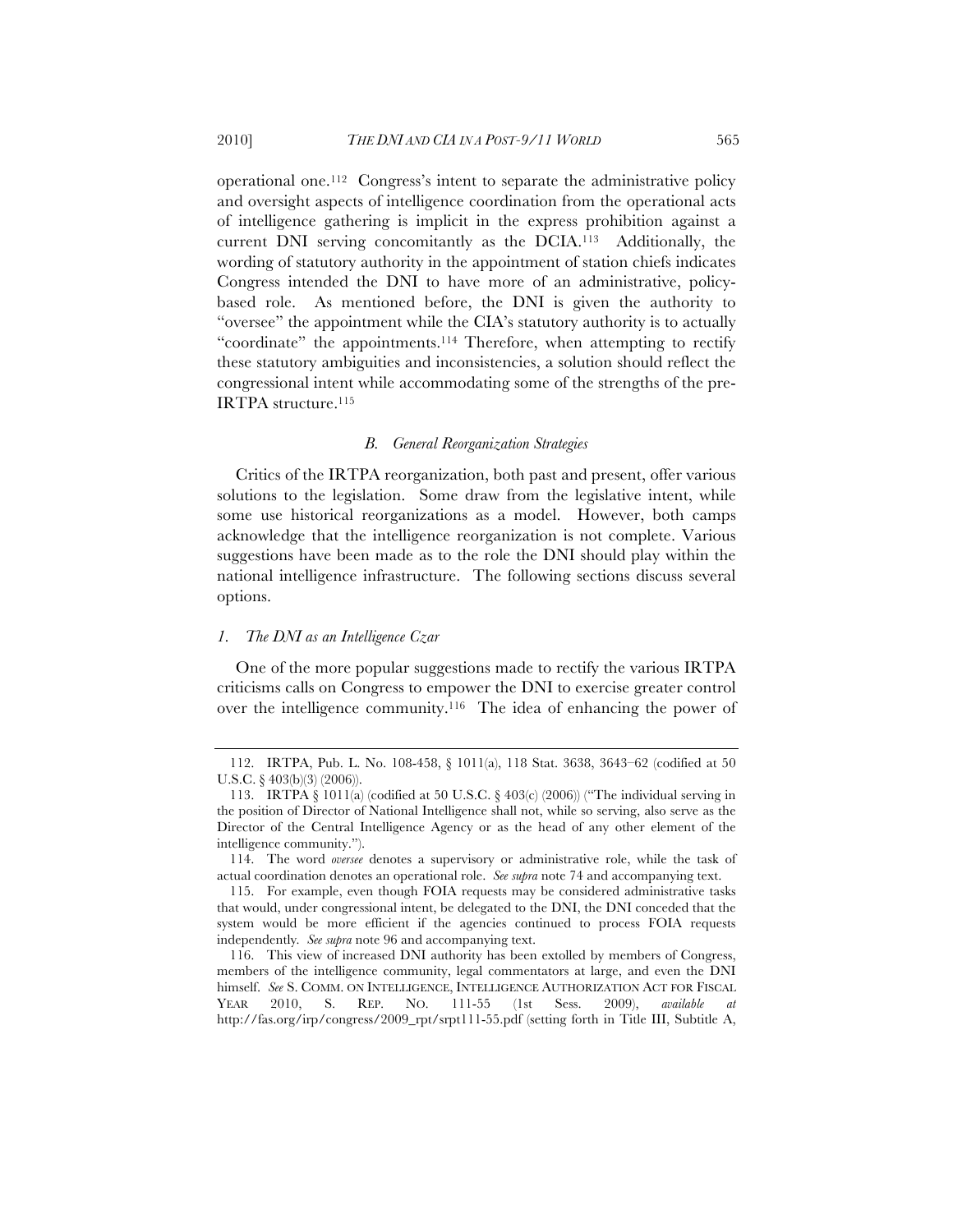operational one.[112] Congress's intent to separate the administrative policy and oversight aspects of intelligence coordination from the operational acts of intelligence gathering is implicit in the express prohibition against a current DNI serving concomitantly as the DCIA.[113] Additionally, the wording of statutory authority in the appointment of station chiefs indicates Congress intended the DNI to have more of an administrative, policy-based role. As mentioned before, the DNI is given the authority to "oversee" the appointment while the CIA's statutory authority is to actually "coordinate" the appointments.[114] Therefore, when attempting to rectify these statutory ambiguities and inconsistencies, a solution should reflect the congressional intent while accommodating some of the strengths of the pre-IRTPA structure.[115]

### *B. General Reorganization Strategies*

Critics of the IRTPA reorganization, both past and present, offer various solutions to the legislation. Some draw from the legislative intent, while some use historical reorganizations as a model. However, both camps acknowledge that the intelligence reorganization is not complete. Various suggestions have been made as to the role the DNI should play within the national intelligence infrastructure. The following sections discuss several options.

#### *1. The DNI as an Intelligence Czar*

One of the more popular suggestions made to rectify the various IRTPA criticisms calls on Congress to empower the DNI to exercise greater control over the intelligence community.[116] The idea of enhancing the power of

---

112. IRTPA, Pub. L. No. 108-458, § 1011(a), 118 Stat. 3638, 3643–62 (codified at 50 U.S.C. § 403(b)(3) (2006)).

113. IRTPA § 1011(a) (codified at 50 U.S.C. § 403(c) (2006)) ("The individual serving in the position of Director of National Intelligence shall not, while so serving, also serve as the Director of the Central Intelligence Agency or as the head of any other element of the intelligence community.").

114. The word *oversee* denotes a supervisory or administrative role, while the task of actual coordination denotes an operational role. *See supra* note 74 and accompanying text.

115. For example, even though FOIA requests may be considered administrative tasks that would, under congressional intent, be delegated to the DNI, the DNI conceded that the system would be more efficient if the agencies continued to process FOIA requests independently. *See supra* note 96 and accompanying text.

116. This view of increased DNI authority has been extolled by members of Congress, members of the intelligence community, legal commentators at large, and even the DNI himself. *See* S. COMM. ON INTELLIGENCE, INTELLIGENCE AUTHORIZATION ACT FOR FISCAL YEAR 2010, S. REP. NO. 111-55 (1st Sess. 2009), *available at* http://fas.org/irp/congress/2009_rpt/srpt111-55.pdf (setting forth in Title III, Subtitle A,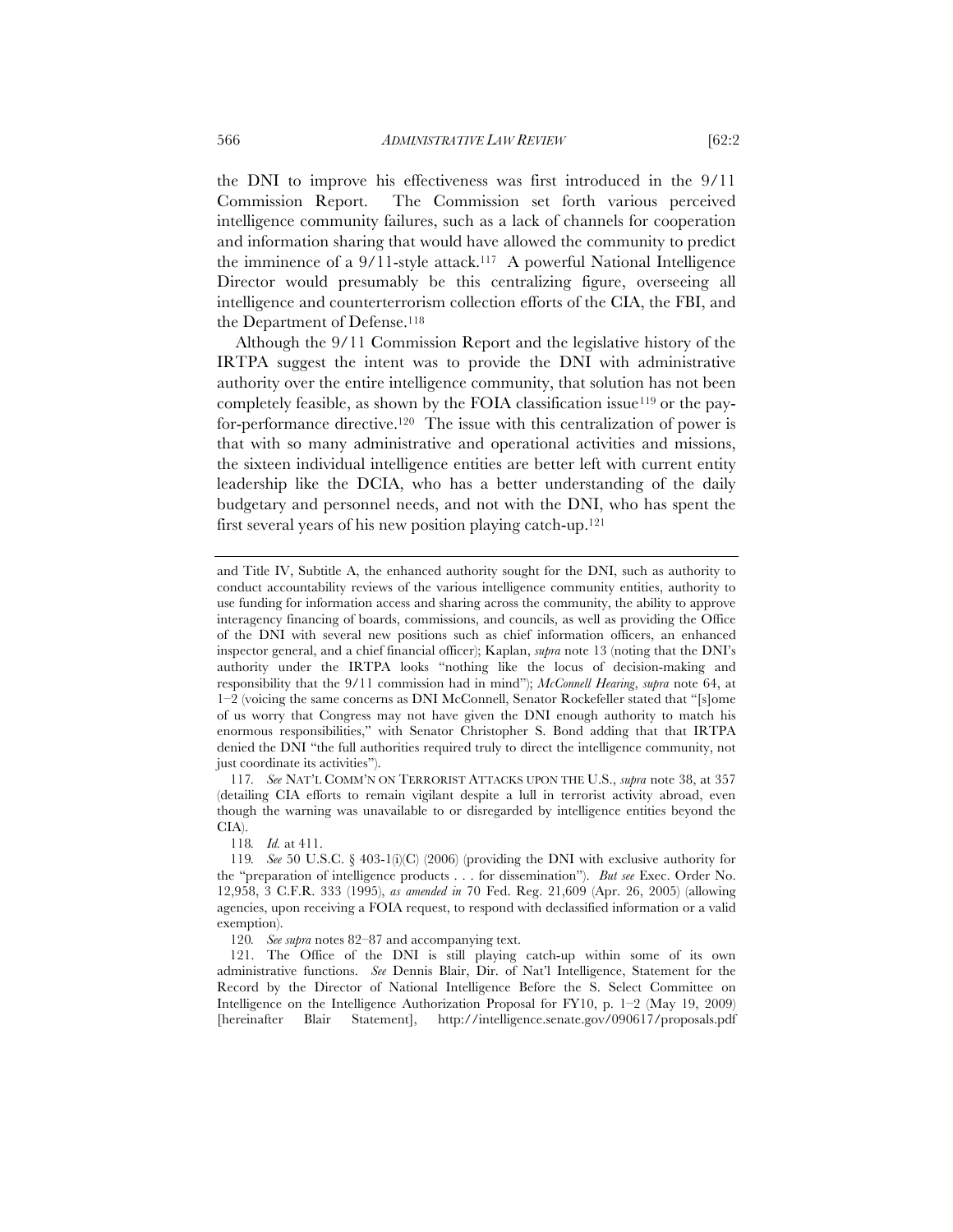the DNI to improve his effectiveness was first introduced in the 9/11 Commission Report. The Commission set forth various perceived intelligence community failures, such as a lack of channels for cooperation and information sharing that would have allowed the community to predict the imminence of a 9/11-style attack.[117] A powerful National Intelligence Director would presumably be this centralizing figure, overseeing all intelligence and counterterrorism collection efforts of the CIA, the FBI, and the Department of Defense.[118]

Although the 9/11 Commission Report and the legislative history of the IRTPA suggest the intent was to provide the DNI with administrative authority over the entire intelligence community, that solution has not been completely feasible, as shown by the FOIA classification issue[119] or the pay-for-performance directive.[120] The issue with this centralization of power is that with so many administrative and operational activities and missions, the sixteen individual intelligence entities are better left with current entity leadership like the DCIA, who has a better understanding of the daily budgetary and personnel needs, and not with the DNI, who has spent the first several years of his new position playing catch-up.[121]

---

and Title IV, Subtitle A, the enhanced authority sought for the DNI, such as authority to conduct accountability reviews of the various intelligence community entities, authority to use funding for information access and sharing across the community, the ability to approve interagency financing of boards, commissions, and councils, as well as providing the Office of the DNI with several new positions such as chief information officers, an enhanced inspector general, and a chief financial officer); Kaplan, *supra* note 13 (noting that the DNI's authority under the IRTPA looks "nothing like the locus of decision-making and responsibility that the 9/11 commission had in mind"); *McConnell Hearing*, *supra* note 64, at 1–2 (voicing the same concerns as DNI McConnell, Senator Rockefeller stated that "[s]ome of us worry that Congress may not have given the DNI enough authority to match his enormous responsibilities," with Senator Christopher S. Bond adding that that IRTPA denied the DNI "the full authorities required truly to direct the intelligence community, not just coordinate its activities").

117. *See* NAT'L COMM'N ON TERRORIST ATTACKS UPON THE U.S., *supra* note 38, at 357 (detailing CIA efforts to remain vigilant despite a lull in terrorist activity abroad, even though the warning was unavailable to or disregarded by intelligence entities beyond the CIA).

118. *Id.* at 411.

119. *See* 50 U.S.C. § 403-1(i)(C) (2006) (providing the DNI with exclusive authority for the "preparation of intelligence products . . . for dissemination"). *But see* Exec. Order No. 12,958, 3 C.F.R. 333 (1995), *as amended in* 70 Fed. Reg. 21,609 (Apr. 26, 2005) (allowing agencies, upon receiving a FOIA request, to respond with declassified information or a valid exemption).

120. *See supra* notes 82–87 and accompanying text.

121. The Office of the DNI is still playing catch-up within some of its own administrative functions. *See* Dennis Blair, Dir. of Nat'l Intelligence, Statement for the Record by the Director of National Intelligence Before the S. Select Committee on Intelligence on the Intelligence Authorization Proposal for FY10, p. 1–2 (May 19, 2009) [hereinafter Blair Statement], http://intelligence.senate.gov/090617/proposals.pdf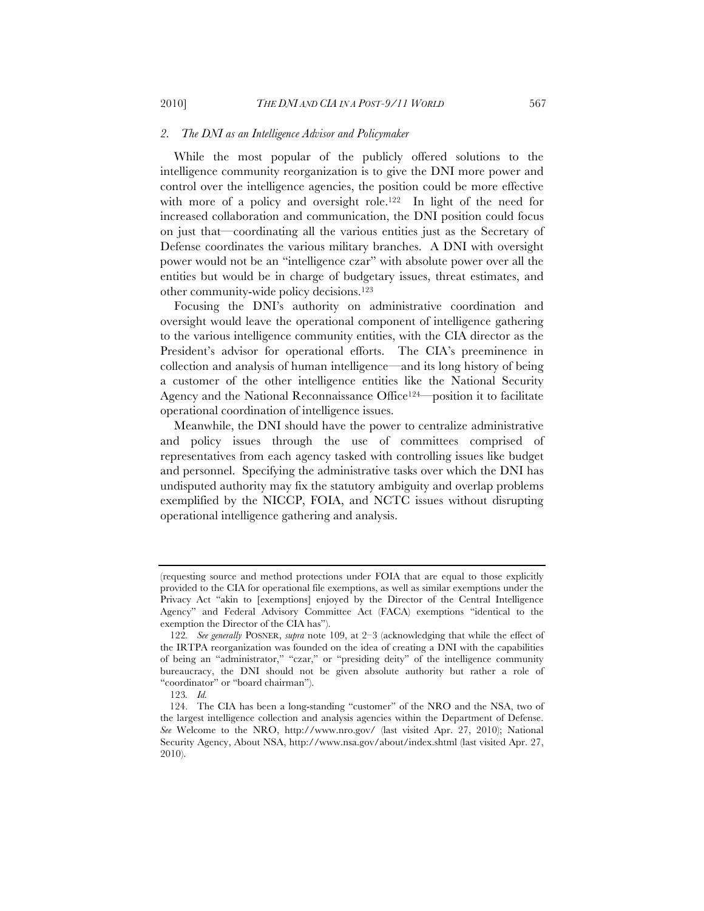### *2. The DNI as an Intelligence Advisor and Policymaker*

While the most popular of the publicly offered solutions to the intelligence community reorganization is to give the DNI more power and control over the intelligence agencies, the position could be more effective with more of a policy and oversight role.[122] In light of the need for increased collaboration and communication, the DNI position could focus on just that—coordinating all the various entities just as the Secretary of Defense coordinates the various military branches. A DNI with oversight power would not be an "intelligence czar" with absolute power over all the entities but would be in charge of budgetary issues, threat estimates, and other community-wide policy decisions.[123]

Focusing the DNI's authority on administrative coordination and oversight would leave the operational component of intelligence gathering to the various intelligence community entities, with the CIA director as the President's advisor for operational efforts. The CIA's preeminence in collection and analysis of human intelligence—and its long history of being a customer of the other intelligence entities like the National Security Agency and the National Reconnaissance Office[124]—position it to facilitate operational coordination of intelligence issues.

Meanwhile, the DNI should have the power to centralize administrative and policy issues through the use of committees comprised of representatives from each agency tasked with controlling issues like budget and personnel. Specifying the administrative tasks over which the DNI has undisputed authority may fix the statutory ambiguity and overlap problems exemplified by the NICCP, FOIA, and NCTC issues without disrupting operational intelligence gathering and analysis.

---

(requesting source and method protections under FOIA that are equal to those explicitly provided to the CIA for operational file exemptions, as well as similar exemptions under the Privacy Act "akin to [exemptions] enjoyed by the Director of the Central Intelligence Agency" and Federal Advisory Committee Act (FACA) exemptions "identical to the exemption the Director of the CIA has").

122. *See generally* POSNER, *supra* note 109, at 2–3 (acknowledging that while the effect of the IRTPA reorganization was founded on the idea of creating a DNI with the capabilities of being an "administrator," "czar," or "presiding deity" of the intelligence community bureaucracy, the DNI should not be given absolute authority but rather a role of "coordinator" or "board chairman").

123. *Id.*

124. The CIA has been a long-standing "customer" of the NRO and the NSA, two of the largest intelligence collection and analysis agencies within the Department of Defense. *See* Welcome to the NRO, http://www.nro.gov/ (last visited Apr. 27, 2010); National Security Agency, About NSA, http://www.nsa.gov/about/index.shtml (last visited Apr. 27, 2010).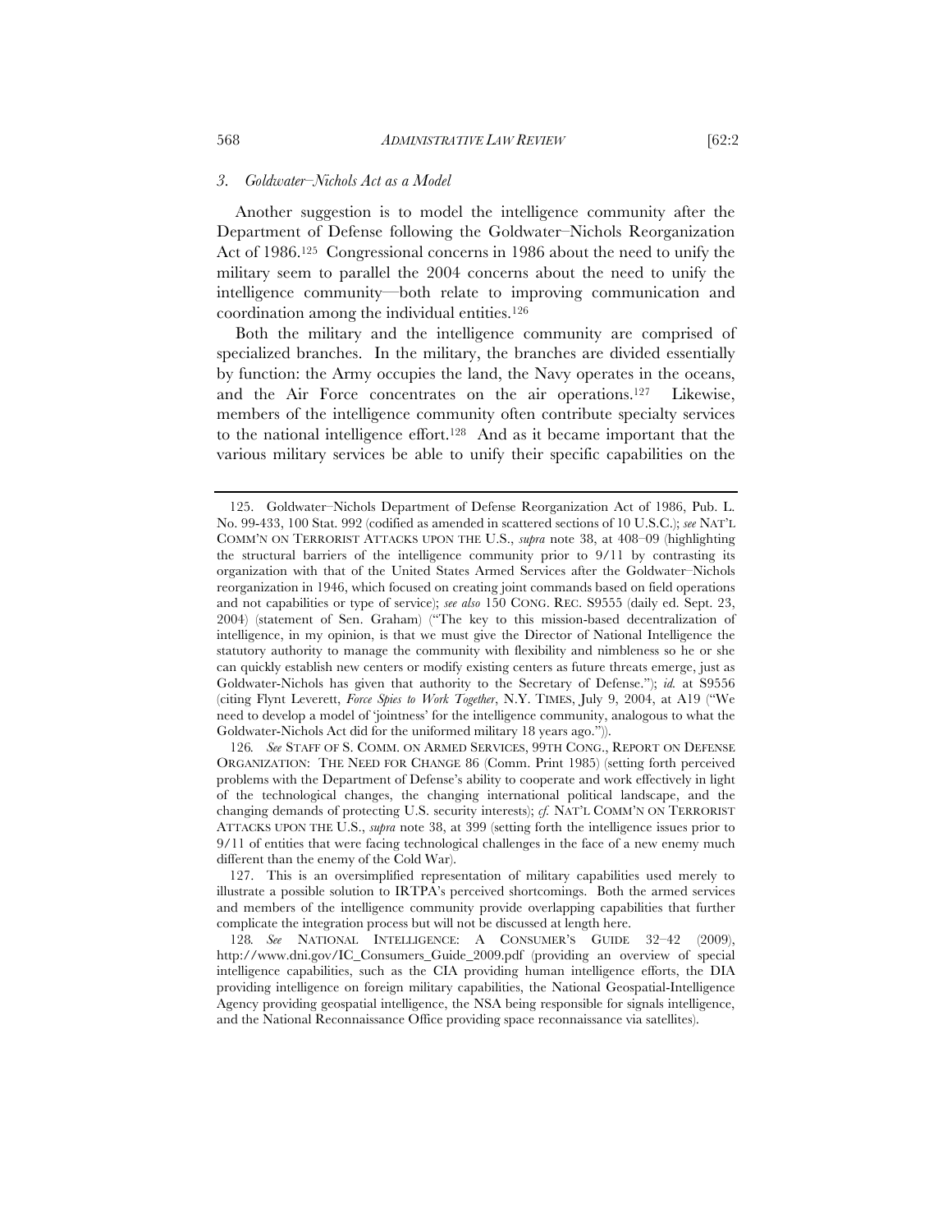### *3. Goldwater–Nichols Act as a Model*

Another suggestion is to model the intelligence community after the Department of Defense following the Goldwater–Nichols Reorganization Act of 1986.[125] Congressional concerns in 1986 about the need to unify the military seem to parallel the 2004 concerns about the need to unify the intelligence community—both relate to improving communication and coordination among the individual entities.[126]

Both the military and the intelligence community are comprised of specialized branches. In the military, the branches are divided essentially by function: the Army occupies the land, the Navy operates in the oceans, and the Air Force concentrates on the air operations.[127] Likewise, members of the intelligence community often contribute specialty services to the national intelligence effort.[128] And as it became important that the various military services be able to unify their specific capabilities on the

---

125. Goldwater–Nichols Department of Defense Reorganization Act of 1986, Pub. L. No. 99-433, 100 Stat. 992 (codified as amended in scattered sections of 10 U.S.C.); *see* NAT'L COMM'N ON TERRORIST ATTACKS UPON THE U.S., *supra* note 38, at 408–09 (highlighting the structural barriers of the intelligence community prior to 9/11 by contrasting its organization with that of the United States Armed Services after the Goldwater–Nichols reorganization in 1946, which focused on creating joint commands based on field operations and not capabilities or type of service); *see also* 150 CONG. REC. S9555 (daily ed. Sept. 23, 2004) (statement of Sen. Graham) ("The key to this mission-based decentralization of intelligence, in my opinion, is that we must give the Director of National Intelligence the statutory authority to manage the community with flexibility and nimbleness so he or she can quickly establish new centers or modify existing centers as future threats emerge, just as Goldwater-Nichols has given that authority to the Secretary of Defense."); *id.* at S9556 (citing Flynt Leverett, *Force Spies to Work Together*, N.Y. TIMES, July 9, 2004, at A19 ("We need to develop a model of 'jointness' for the intelligence community, analogous to what the Goldwater-Nichols Act did for the uniformed military 18 years ago.")).

126. *See* STAFF OF S. COMM. ON ARMED SERVICES, 99TH CONG., REPORT ON DEFENSE ORGANIZATION: THE NEED FOR CHANGE 86 (Comm. Print 1985) (setting forth perceived problems with the Department of Defense's ability to cooperate and work effectively in light of the technological changes, the changing international political landscape, and the changing demands of protecting U.S. security interests); *cf.* NAT'L COMM'N ON TERRORIST ATTACKS UPON THE U.S., *supra* note 38, at 399 (setting forth the intelligence issues prior to 9/11 of entities that were facing technological challenges in the face of a new enemy much different than the enemy of the Cold War).

127. This is an oversimplified representation of military capabilities used merely to illustrate a possible solution to IRTPA's perceived shortcomings. Both the armed services and members of the intelligence community provide overlapping capabilities that further complicate the integration process but will not be discussed at length here.

128. *See* NATIONAL INTELLIGENCE: A CONSUMER'S GUIDE 32–42 (2009), http://www.dni.gov/IC_Consumers_Guide_2009.pdf (providing an overview of special intelligence capabilities, such as the CIA providing human intelligence efforts, the DIA providing intelligence on foreign military capabilities, the National Geospatial-Intelligence Agency providing geospatial intelligence, the NSA being responsible for signals intelligence, and the National Reconnaissance Office providing space reconnaissance via satellites).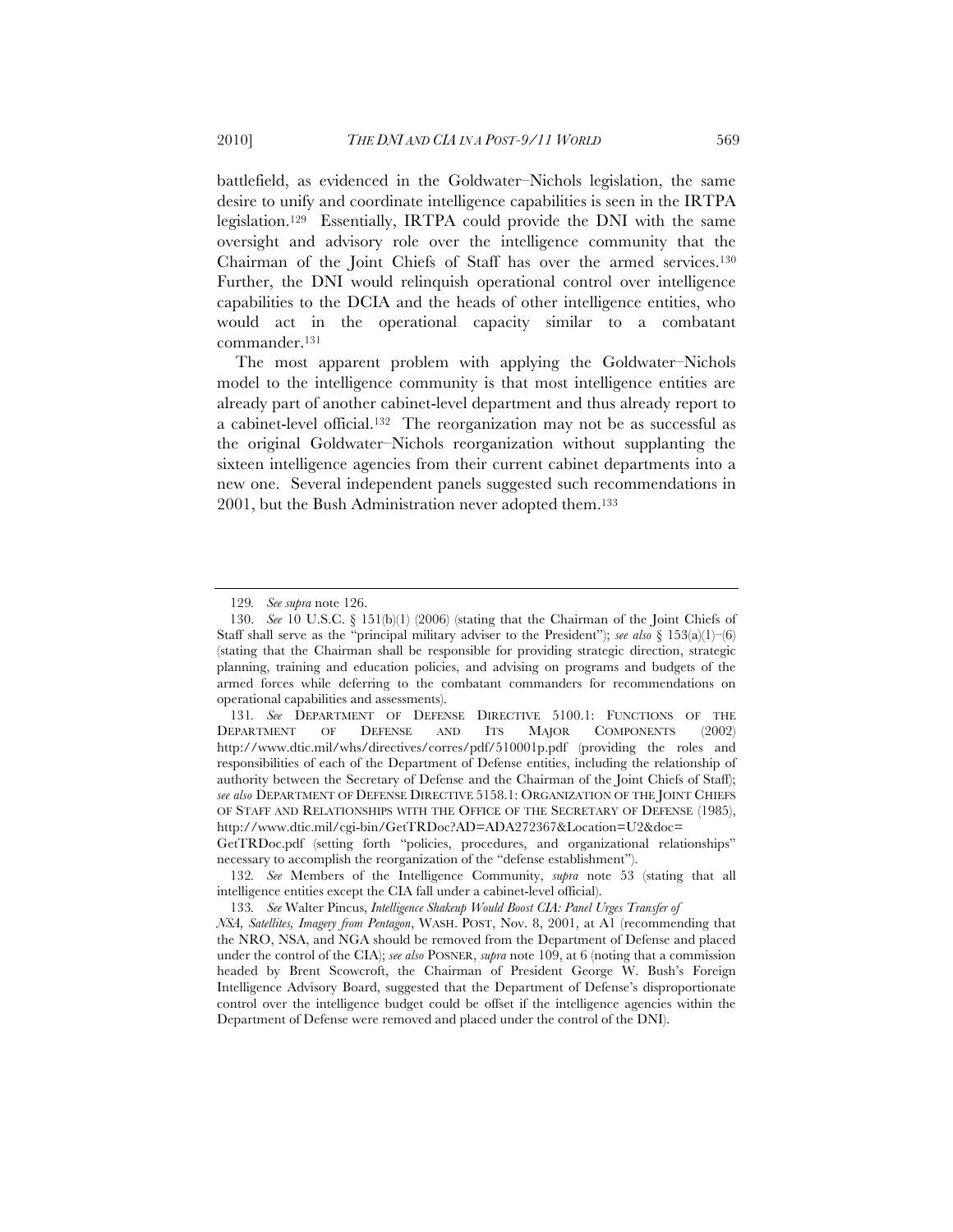battlefield, as evidenced in the Goldwater–Nichols legislation, the same desire to unify and coordinate intelligence capabilities is seen in the IRTPA legislation.[129] Essentially, IRTPA could provide the DNI with the same oversight and advisory role over the intelligence community that the Chairman of the Joint Chiefs of Staff has over the armed services.[130] Further, the DNI would relinquish operational control over intelligence capabilities to the DCIA and the heads of other intelligence entities, who would act in the operational capacity similar to a combatant commander.[131]

The most apparent problem with applying the Goldwater–Nichols model to the intelligence community is that most intelligence entities are already part of another cabinet-level department and thus already report to a cabinet-level official.[132] The reorganization may not be as successful as the original Goldwater–Nichols reorganization without supplanting the sixteen intelligence agencies from their current cabinet departments into a new one. Several independent panels suggested such recommendations in 2001, but the Bush Administration never adopted them.[133]

---

129. *See supra* note 126.

130. *See* 10 U.S.C. § 151(b)(1) (2006) (stating that the Chairman of the Joint Chiefs of Staff shall serve as the "principal military adviser to the President"); *see also* § 153(a)(1)–(6) (stating that the Chairman shall be responsible for providing strategic direction, strategic planning, training and education policies, and advising on programs and budgets of the armed forces while deferring to the combatant commanders for recommendations on operational capabilities and assessments).

131. *See* DEPARTMENT OF DEFENSE DIRECTIVE 5100.1: FUNCTIONS OF THE DEPARTMENT OF DEFENSE AND ITS MAJOR COMPONENTS (2002) http://www.dtic.mil/whs/directives/corres/pdf/510001p.pdf (providing the roles and responsibilities of each of the Department of Defense entities, including the relationship of authority between the Secretary of Defense and the Chairman of the Joint Chiefs of Staff); *see also* DEPARTMENT OF DEFENSE DIRECTIVE 5158.1: ORGANIZATION OF THE JOINT CHIEFS OF STAFF AND RELATIONSHIPS WITH THE OFFICE OF THE SECRETARY OF DEFENSE (1985), http://www.dtic.mil/cgi-bin/GetTRDoc?AD=ADA272367&Location=U2&doc=GetTRDoc.pdf (setting forth "policies, procedures, and organizational relationships" necessary to accomplish the reorganization of the "defense establishment").

132. *See* Members of the Intelligence Community, *supra* note 53 (stating that all intelligence entities except the CIA fall under a cabinet-level official).

133. *See* Walter Pincus, *Intelligence Shakeup Would Boost CIA: Panel Urges Transfer of NSA, Satellites, Imagery from Pentagon*, WASH. POST, Nov. 8, 2001, at A1 (recommending that the NRO, NSA, and NGA should be removed from the Department of Defense and placed under the control of the CIA); *see also* POSNER, *supra* note 109, at 6 (noting that a commission headed by Brent Scowcroft, the Chairman of President George W. Bush's Foreign Intelligence Advisory Board, suggested that the Department of Defense's disproportionate control over the intelligence budget could be offset if the intelligence agencies within the Department of Defense were removed and placed under the control of the DNI).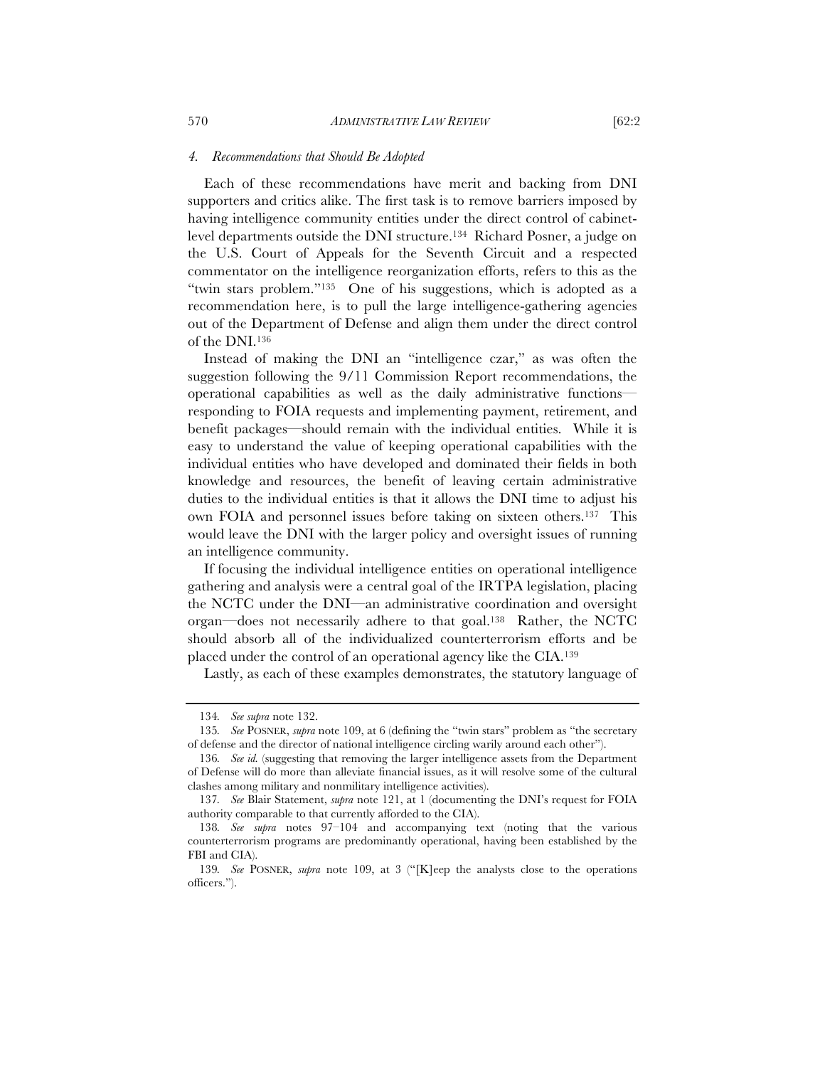#### *4. Recommendations that Should Be Adopted*

Each of these recommendations have merit and backing from DNI supporters and critics alike. The first task is to remove barriers imposed by having intelligence community entities under the direct control of cabinet-level departments outside the DNI structure.[134] Richard Posner, a judge on the U.S. Court of Appeals for the Seventh Circuit and a respected commentator on the intelligence reorganization efforts, refers to this as the "twin stars problem."[135] One of his suggestions, which is adopted as a recommendation here, is to pull the large intelligence-gathering agencies out of the Department of Defense and align them under the direct control of the DNI.[136]

Instead of making the DNI an "intelligence czar," as was often the suggestion following the 9/11 Commission Report recommendations, the operational capabilities as well as the daily administrative functions—responding to FOIA requests and implementing payment, retirement, and benefit packages—should remain with the individual entities. While it is easy to understand the value of keeping operational capabilities with the individual entities who have developed and dominated their fields in both knowledge and resources, the benefit of leaving certain administrative duties to the individual entities is that it allows the DNI time to adjust his own FOIA and personnel issues before taking on sixteen others.[137] This would leave the DNI with the larger policy and oversight issues of running an intelligence community.

If focusing the individual intelligence entities on operational intelligence gathering and analysis were a central goal of the IRTPA legislation, placing the NCTC under the DNI—an administrative coordination and oversight organ—does not necessarily adhere to that goal.[138] Rather, the NCTC should absorb all of the individualized counterterrorism efforts and be placed under the control of an operational agency like the CIA.[139]

Lastly, as each of these examples demonstrates, the statutory language of

---

134. *See supra* note 132.

135. *See* POSNER, *supra* note 109, at 6 (defining the "twin stars" problem as "the secretary of defense and the director of national intelligence circling warily around each other").

136. *See id.* (suggesting that removing the larger intelligence assets from the Department of Defense will do more than alleviate financial issues, as it will resolve some of the cultural clashes among military and nonmilitary intelligence activities).

137. *See* Blair Statement, *supra* note 121, at 1 (documenting the DNI's request for FOIA authority comparable to that currently afforded to the CIA).

138. *See supra* notes 97–104 and accompanying text (noting that the various counterterrorism programs are predominantly operational, having been established by the FBI and CIA).

139. *See* POSNER, *supra* note 109, at 3 ("[K]eep the analysts close to the operations officers.").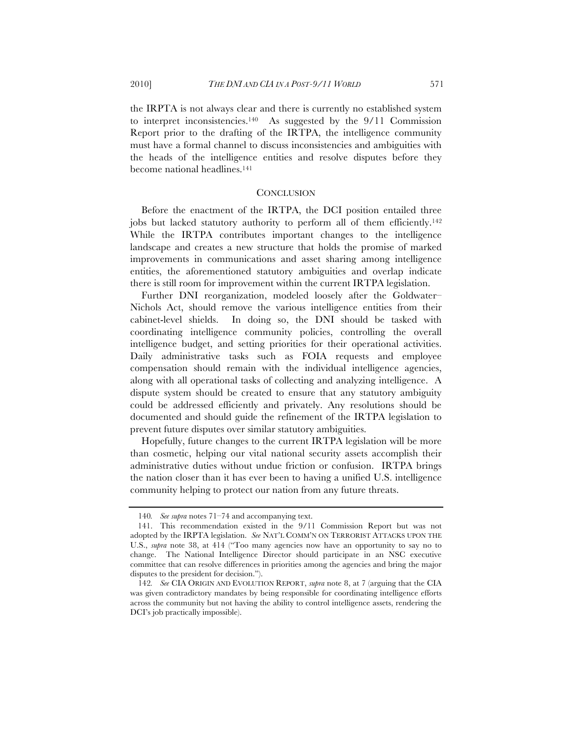the IRPTA is not always clear and there is currently no established system to interpret inconsistencies.[140] As suggested by the 9/11 Commission Report prior to the drafting of the IRTPA, the intelligence community must have a formal channel to discuss inconsistencies and ambiguities with the heads of the intelligence entities and resolve disputes before they become national headlines.[141]

## CONCLUSION

Before the enactment of the IRTPA, the DCI position entailed three jobs but lacked statutory authority to perform all of them efficiently.[142] While the IRTPA contributes important changes to the intelligence landscape and creates a new structure that holds the promise of marked improvements in communications and asset sharing among intelligence entities, the aforementioned statutory ambiguities and overlap indicate there is still room for improvement within the current IRTPA legislation.

Further DNI reorganization, modeled loosely after the Goldwater–Nichols Act, should remove the various intelligence entities from their cabinet-level shields. In doing so, the DNI should be tasked with coordinating intelligence community policies, controlling the overall intelligence budget, and setting priorities for their operational activities. Daily administrative tasks such as FOIA requests and employee compensation should remain with the individual intelligence agencies, along with all operational tasks of collecting and analyzing intelligence. A dispute system should be created to ensure that any statutory ambiguity could be addressed efficiently and privately. Any resolutions should be documented and should guide the refinement of the IRTPA legislation to prevent future disputes over similar statutory ambiguities.

Hopefully, future changes to the current IRTPA legislation will be more than cosmetic, helping our vital national security assets accomplish their administrative duties without undue friction or confusion. IRTPA brings the nation closer than it has ever been to having a unified U.S. intelligence community helping to protect our nation from any future threats.

---

140. *See supra* notes 71–74 and accompanying text.

141. This recommendation existed in the 9/11 Commission Report but was not adopted by the IRPTA legislation. *See* NAT'L COMM'N ON TERRORIST ATTACKS UPON THE U.S., *supra* note 38, at 414 ("Too many agencies now have an opportunity to say no to change. The National Intelligence Director should participate in an NSC executive committee that can resolve differences in priorities among the agencies and bring the major disputes to the president for decision.").

142. *See* CIA ORIGIN AND EVOLUTION REPORT, *supra* note 8, at 7 (arguing that the CIA was given contradictory mandates by being responsible for coordinating intelligence efforts across the community but not having the ability to control intelligence assets, rendering the DCI's job practically impossible).